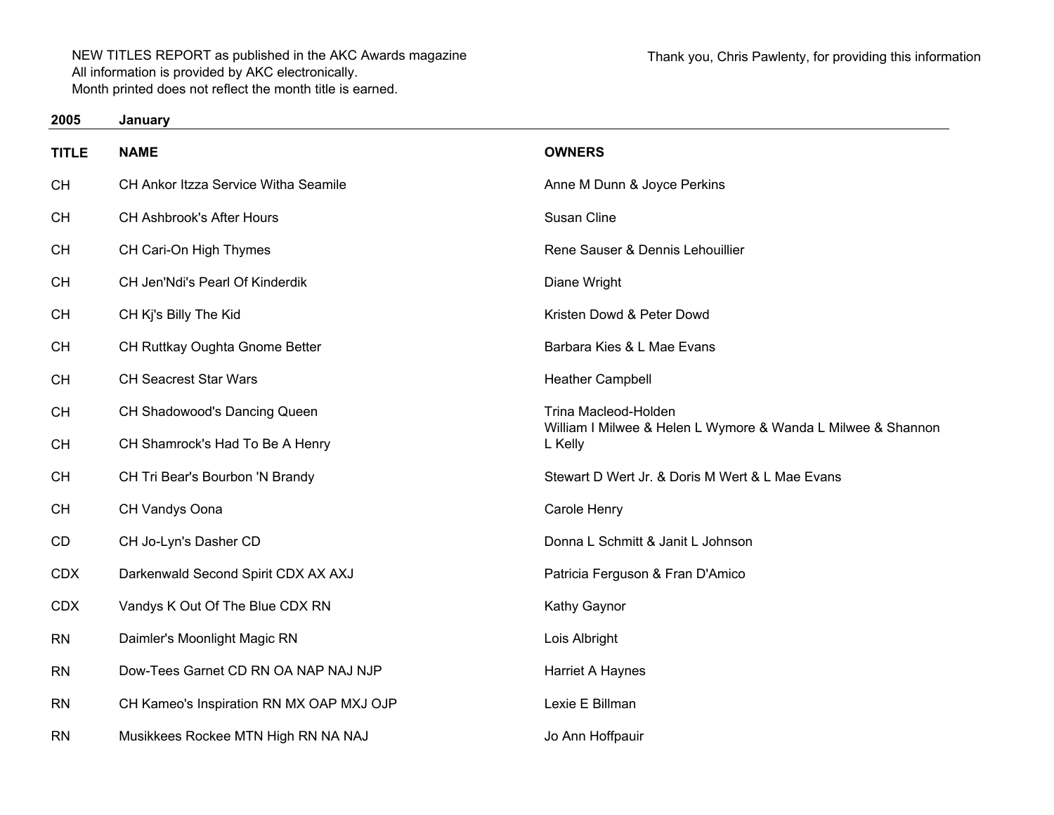NEW TITLES REPORT as published in the AKC Awards magazine
All information is provided by AKC electronically.
Month printed does not reflect the month title is earned.

Thank you, Chris Pawlenty, for providing this information

**2005 January**

| TITLE | NAME | OWNERS |
|---|---|---|
| CH | CH Ankor Itzza Service Witha Seamile | Anne M Dunn & Joyce Perkins |
| CH | CH Ashbrook's After Hours | Susan Cline |
| CH | CH Cari-On High Thymes | Rene Sauser & Dennis Lehouillier |
| CH | CH Jen'Ndi's Pearl Of Kinderdik | Diane Wright |
| CH | CH Kj's Billy The Kid | Kristen Dowd & Peter Dowd |
| CH | CH Ruttkay Oughta Gnome Better | Barbara Kies & L Mae Evans |
| CH | CH Seacrest Star Wars | Heather Campbell |
| CH | CH Shadowood's Dancing Queen | Trina Macleod-Holden |
| CH | CH Shamrock's Had To Be A Henry | William I Milwee & Helen L Wymore & Wanda L Milwee & Shannon L Kelly |
| CH | CH Tri Bear's Bourbon 'N Brandy | Stewart D Wert Jr. & Doris M Wert & L Mae Evans |
| CH | CH Vandys Oona | Carole Henry |
| CD | CH Jo-Lyn's Dasher CD | Donna L Schmitt & Janit L Johnson |
| CDX | Darkenwald Second Spirit CDX AX AXJ | Patricia Ferguson & Fran D'Amico |
| CDX | Vandys K Out Of The Blue CDX RN | Kathy Gaynor |
| RN | Daimler's Moonlight Magic RN | Lois Albright |
| RN | Dow-Tees Garnet CD RN OA NAP NAJ NJP | Harriet A Haynes |
| RN | CH Kameo's Inspiration RN MX OAP MXJ OJP | Lexie E Billman |
| RN | Musikkees Rockee MTN High RN NA NAJ | Jo Ann Hoffpauir |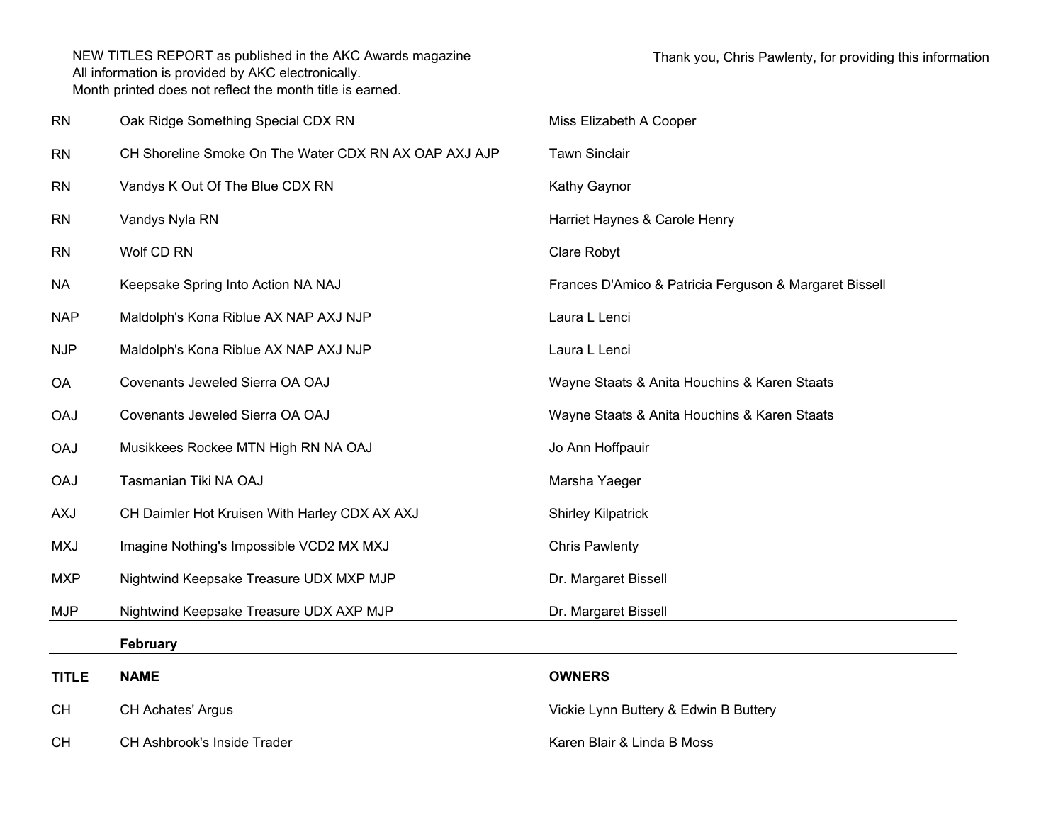NEW TITLES REPORT as published in the AKC Awards magazine
All information is provided by AKC electronically.
Month printed does not reflect the month title is earned.

Thank you, Chris Pawlenty, for providing this information

| | | |
|---|---|---|
| RN | Oak Ridge Something Special CDX RN | Miss Elizabeth A Cooper |
| RN | CH Shoreline Smoke On The Water CDX RN AX OAP AXJ AJP | Tawn Sinclair |
| RN | Vandys K Out Of The Blue CDX RN | Kathy Gaynor |
| RN | Vandys Nyla RN | Harriet Haynes & Carole Henry |
| RN | Wolf CD RN | Clare Robyt |
| NA | Keepsake Spring Into Action NA NAJ | Frances D'Amico & Patricia Ferguson & Margaret Bissell |
| NAP | Maldolph's Kona Riblue AX NAP AXJ NJP | Laura L Lenci |
| NJP | Maldolph's Kona Riblue AX NAP AXJ NJP | Laura L Lenci |
| OA | Covenants Jeweled Sierra OA OAJ | Wayne Staats & Anita Houchins & Karen Staats |
| OAJ | Covenants Jeweled Sierra OA OAJ | Wayne Staats & Anita Houchins & Karen Staats |
| OAJ | Musikkees Rockee MTN High RN NA OAJ | Jo Ann Hoffpauir |
| OAJ | Tasmanian Tiki NA OAJ | Marsha Yaeger |
| AXJ | CH Daimler Hot Kruisen With Harley CDX AX AXJ | Shirley Kilpatrick |
| MXJ | Imagine Nothing's Impossible VCD2 MX MXJ | Chris Pawlenty |
| MXP | Nightwind Keepsake Treasure UDX MXP MJP | Dr. Margaret Bissell |
| MJP | Nightwind Keepsake Treasure UDX AXP MJP | Dr. Margaret Bissell |

**February**

| TITLE | NAME | OWNERS |
|---|---|---|
| CH | CH Achates' Argus | Vickie Lynn Buttery & Edwin B Buttery |
| CH | CH Ashbrook's Inside Trader | Karen Blair & Linda B Moss |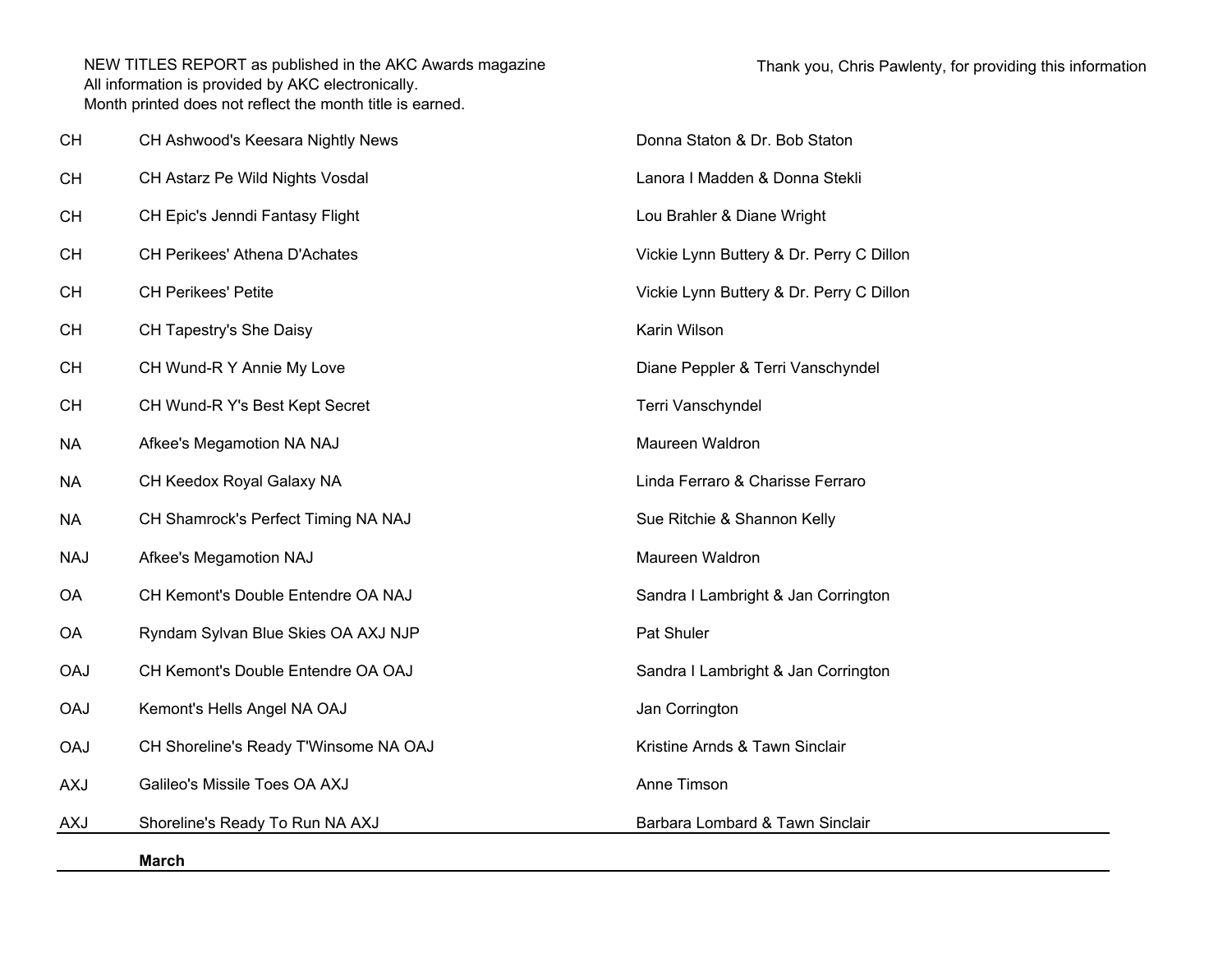NEW TITLES REPORT as published in the AKC Awards magazine
All information is provided by AKC electronically.
Month printed does not reflect the month title is earned.

Thank you, Chris Pawlenty, for providing this information

| | | |
|---|---|---|
| CH | CH Ashwood's Keesara Nightly News | Donna Staton & Dr. Bob Staton |
| CH | CH Astarz Pe Wild Nights Vosdal | Lanora I Madden & Donna Stekli |
| CH | CH Epic's Jenndi Fantasy Flight | Lou Brahler & Diane Wright |
| CH | CH Perikees' Athena D'Achates | Vickie Lynn Buttery & Dr. Perry C Dillon |
| CH | CH Perikees' Petite | Vickie Lynn Buttery & Dr. Perry C Dillon |
| CH | CH Tapestry's She Daisy | Karin Wilson |
| CH | CH Wund-R Y Annie My Love | Diane Peppler & Terri Vanschyndel |
| CH | CH Wund-R Y's Best Kept Secret | Terri Vanschyndel |
| NA | Afkee's Megamotion NA NAJ | Maureen Waldron |
| NA | CH Keedox Royal Galaxy NA | Linda Ferraro & Charisse Ferraro |
| NA | CH Shamrock's Perfect Timing NA NAJ | Sue Ritchie & Shannon Kelly |
| NAJ | Afkee's Megamotion NAJ | Maureen Waldron |
| OA | CH Kemont's Double Entendre OA NAJ | Sandra I Lambright & Jan Corrington |
| OA | Ryndam Sylvan Blue Skies OA AXJ NJP | Pat Shuler |
| OAJ | CH Kemont's Double Entendre OA OAJ | Sandra I Lambright & Jan Corrington |
| OAJ | Kemont's Hells Angel NA OAJ | Jan Corrington |
| OAJ | CH Shoreline's Ready T'Winsome NA OAJ | Kristine Arnds & Tawn Sinclair |
| AXJ | Galileo's Missile Toes OA AXJ | Anne Timson |
| AXJ | Shoreline's Ready To Run NA AXJ | Barbara Lombard & Tawn Sinclair |

**March**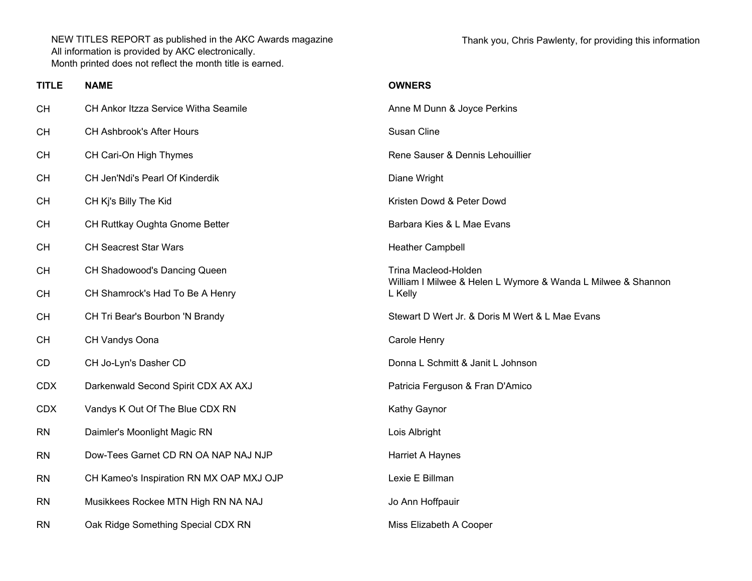NEW TITLES REPORT as published in the AKC Awards magazine
All information is provided by AKC electronically.
Month printed does not reflect the month title is earned.

Thank you, Chris Pawlenty, for providing this information

| TITLE | NAME | OWNERS |
|---|---|---|
| CH | CH Ankor Itzza Service Witha Seamile | Anne M Dunn & Joyce Perkins |
| CH | CH Ashbrook's After Hours | Susan Cline |
| CH | CH Cari-On High Thymes | Rene Sauser & Dennis Lehouillier |
| CH | CH Jen'Ndi's Pearl Of Kinderdik | Diane Wright |
| CH | CH Kj's Billy The Kid | Kristen Dowd & Peter Dowd |
| CH | CH Ruttkay Oughta Gnome Better | Barbara Kies & L Mae Evans |
| CH | CH Seacrest Star Wars | Heather Campbell |
| CH | CH Shadowood's Dancing Queen | Trina Macleod-Holden |
| CH | CH Shamrock's Had To Be A Henry | William I Milwee & Helen L Wymore & Wanda L Milwee & Shannon L Kelly |
| CH | CH Tri Bear's Bourbon 'N Brandy | Stewart D Wert Jr. & Doris M Wert & L Mae Evans |
| CH | CH Vandys Oona | Carole Henry |
| CD | CH Jo-Lyn's Dasher CD | Donna L Schmitt & Janit L Johnson |
| CDX | Darkenwald Second Spirit CDX AX AXJ | Patricia Ferguson & Fran D'Amico |
| CDX | Vandys K Out Of The Blue CDX RN | Kathy Gaynor |
| RN | Daimler's Moonlight Magic RN | Lois Albright |
| RN | Dow-Tees Garnet CD RN OA NAP NAJ NJP | Harriet A Haynes |
| RN | CH Kameo's Inspiration RN MX OAP MXJ OJP | Lexie E Billman |
| RN | Musikkees Rockee MTN High RN NA NAJ | Jo Ann Hoffpauir |
| RN | Oak Ridge Something Special CDX RN | Miss Elizabeth A Cooper |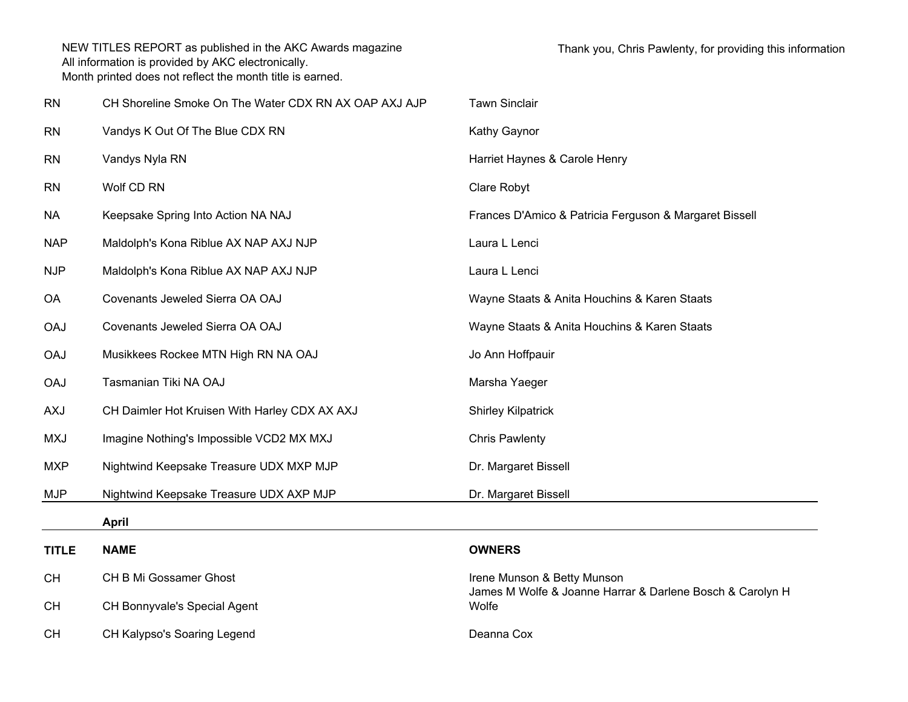NEW TITLES REPORT as published in the AKC Awards magazine
All information is provided by AKC electronically.
Month printed does not reflect the month title is earned.

Thank you, Chris Pawlenty, for providing this information

| | | |
|---|---|---|
| RN | CH Shoreline Smoke On The Water CDX RN AX OAP AXJ AJP | Tawn Sinclair |
| RN | Vandys K Out Of The Blue CDX RN | Kathy Gaynor |
| RN | Vandys Nyla RN | Harriet Haynes & Carole Henry |
| RN | Wolf CD RN | Clare Robyt |
| NA | Keepsake Spring Into Action NA NAJ | Frances D'Amico & Patricia Ferguson & Margaret Bissell |
| NAP | Maldolph's Kona Riblue AX NAP AXJ NJP | Laura L Lenci |
| NJP | Maldolph's Kona Riblue AX NAP AXJ NJP | Laura L Lenci |
| OA | Covenants Jeweled Sierra OA OAJ | Wayne Staats & Anita Houchins & Karen Staats |
| OAJ | Covenants Jeweled Sierra OA OAJ | Wayne Staats & Anita Houchins & Karen Staats |
| OAJ | Musikkees Rockee MTN High RN NA OAJ | Jo Ann Hoffpauir |
| OAJ | Tasmanian Tiki NA OAJ | Marsha Yaeger |
| AXJ | CH Daimler Hot Kruisen With Harley CDX AX AXJ | Shirley Kilpatrick |
| MXJ | Imagine Nothing's Impossible VCD2 MX MXJ | Chris Pawlenty |
| MXP | Nightwind Keepsake Treasure UDX MXP MJP | Dr. Margaret Bissell |
| MJP | Nightwind Keepsake Treasure UDX AXP MJP | Dr. Margaret Bissell |

**April**

| TITLE | NAME | OWNERS |
|---|---|---|
| CH | CH B Mi Gossamer Ghost | Irene Munson & Betty Munson |
| CH | CH Bonnyvale's Special Agent | James M Wolfe & Joanne Harrar & Darlene Bosch & Carolyn H Wolfe |
| CH | CH Kalypso's Soaring Legend | Deanna Cox |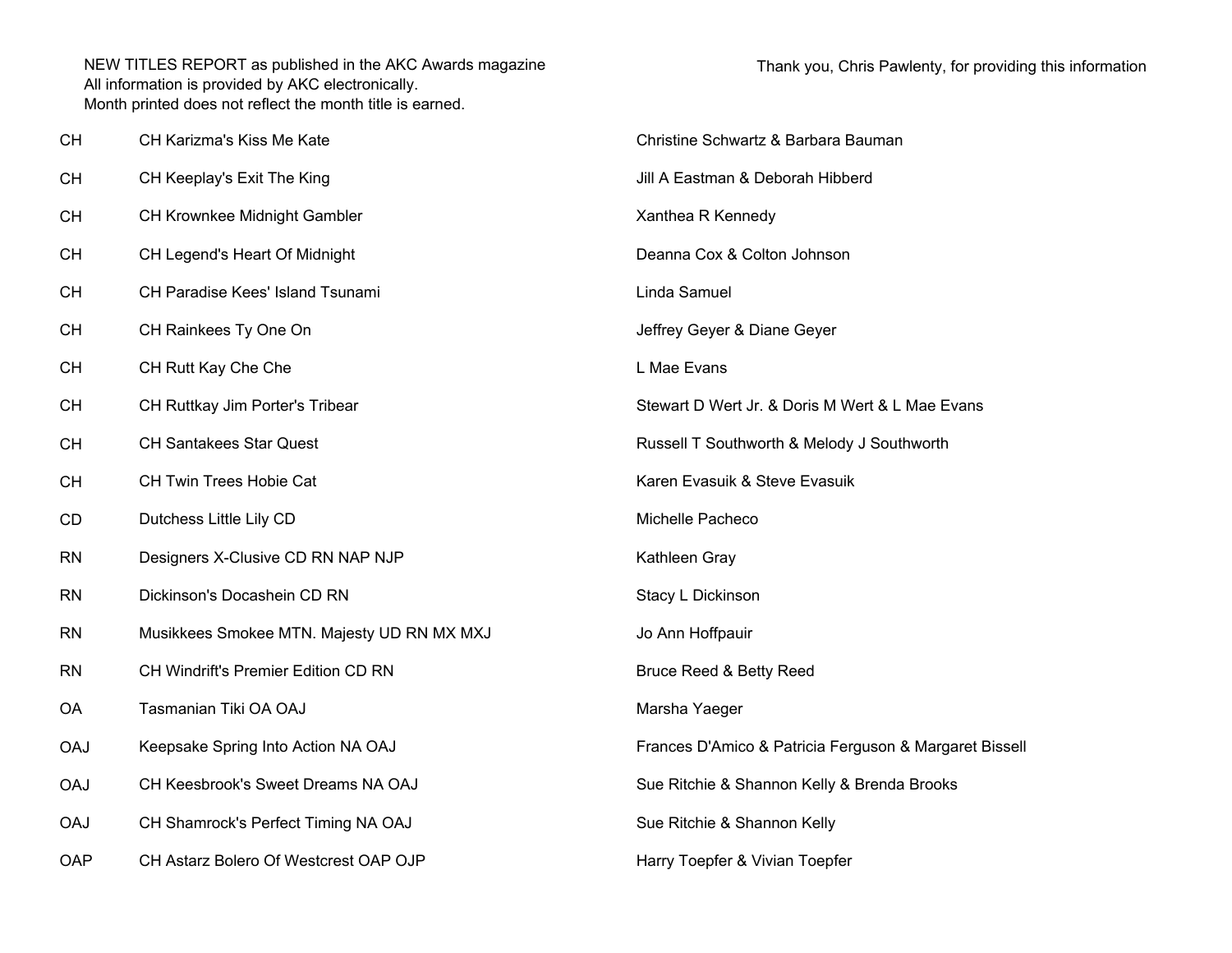NEW TITLES REPORT as published in the AKC Awards magazine
All information is provided by AKC electronically.
Month printed does not reflect the month title is earned.

Thank you, Chris Pawlenty, for providing this information

| | | |
|---|---|---|
| CH | CH Karizma's Kiss Me Kate | Christine Schwartz & Barbara Bauman |
| CH | CH Keeplay's Exit The King | Jill A Eastman & Deborah Hibberd |
| CH | CH Krownkee Midnight Gambler | Xanthea R Kennedy |
| CH | CH Legend's Heart Of Midnight | Deanna Cox & Colton Johnson |
| CH | CH Paradise Kees' Island Tsunami | Linda Samuel |
| CH | CH Rainkees Ty One On | Jeffrey Geyer & Diane Geyer |
| CH | CH Rutt Kay Che Che | L Mae Evans |
| CH | CH Ruttkay Jim Porter's Tribear | Stewart D Wert Jr. & Doris M Wert & L Mae Evans |
| CH | CH Santakees Star Quest | Russell T Southworth & Melody J Southworth |
| CH | CH Twin Trees Hobie Cat | Karen Evasuik & Steve Evasuik |
| CD | Dutchess Little Lily CD | Michelle Pacheco |
| RN | Designers X-Clusive CD RN NAP NJP | Kathleen Gray |
| RN | Dickinson's Docashein CD RN | Stacy L Dickinson |
| RN | Musikkees Smokee MTN. Majesty UD RN MX MXJ | Jo Ann Hoffpauir |
| RN | CH Windrift's Premier Edition CD RN | Bruce Reed & Betty Reed |
| OA | Tasmanian Tiki OA OAJ | Marsha Yaeger |
| OAJ | Keepsake Spring Into Action NA OAJ | Frances D'Amico & Patricia Ferguson & Margaret Bissell |
| OAJ | CH Keesbrook's Sweet Dreams NA OAJ | Sue Ritchie & Shannon Kelly & Brenda Brooks |
| OAJ | CH Shamrock's Perfect Timing NA OAJ | Sue Ritchie & Shannon Kelly |
| OAP | CH Astarz Bolero Of Westcrest OAP OJP | Harry Toepfer & Vivian Toepfer |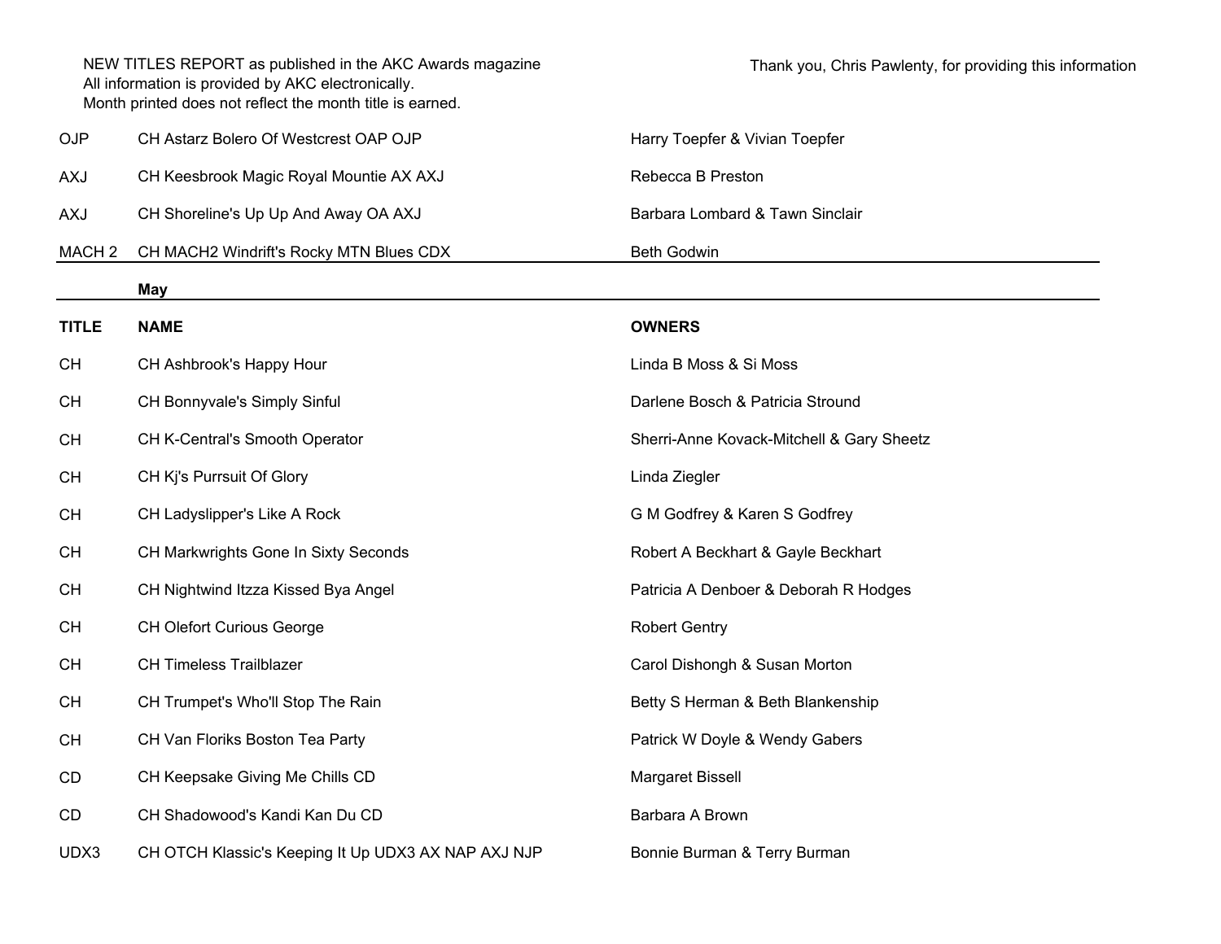| TITLE | NAME | OWNERS |
| --- | --- | --- |
| OJP | CH Astarz Bolero Of Westcrest OAP OJP | Harry Toepfer & Vivian Toepfer |
| AXJ | CH Keesbrook Magic Royal Mountie AX AXJ | Rebecca B Preston |
| AXJ | CH Shoreline's Up Up And Away OA AXJ | Barbara Lombard & Tawn Sinclair |
| MACH 2 | CH MACH2 Windrift's Rocky MTN Blues CDX | Beth Godwin |

**May**

| TITLE | NAME | OWNERS |
| --- | --- | --- |
| CH | CH Ashbrook's Happy Hour | Linda B Moss & Si Moss |
| CH | CH Bonnyvale's Simply Sinful | Darlene Bosch & Patricia Stround |
| CH | CH K-Central's Smooth Operator | Sherri-Anne Kovack-Mitchell & Gary Sheetz |
| CH | CH Kj's Purrsuit Of Glory | Linda Ziegler |
| CH | CH Ladyslipper's Like A Rock | G M Godfrey & Karen S Godfrey |
| CH | CH Markwrights Gone In Sixty Seconds | Robert A Beckhart & Gayle Beckhart |
| CH | CH Nightwind Itzza Kissed Bya Angel | Patricia A Denboer & Deborah R Hodges |
| CH | CH Olefort Curious George | Robert Gentry |
| CH | CH Timeless Trailblazer | Carol Dishongh & Susan Morton |
| CH | CH Trumpet's Who'll Stop The Rain | Betty S Herman & Beth Blankenship |
| CH | CH Van Floriks Boston Tea Party | Patrick W Doyle & Wendy Gabers |
| CD | CH Keepsake Giving Me Chills CD | Margaret Bissell |
| CD | CH Shadowood's Kandi Kan Du CD | Barbara A Brown |
| UDX3 | CH OTCH Klassic's Keeping It Up UDX3 AX NAP AXJ NJP | Bonnie Burman & Terry Burman |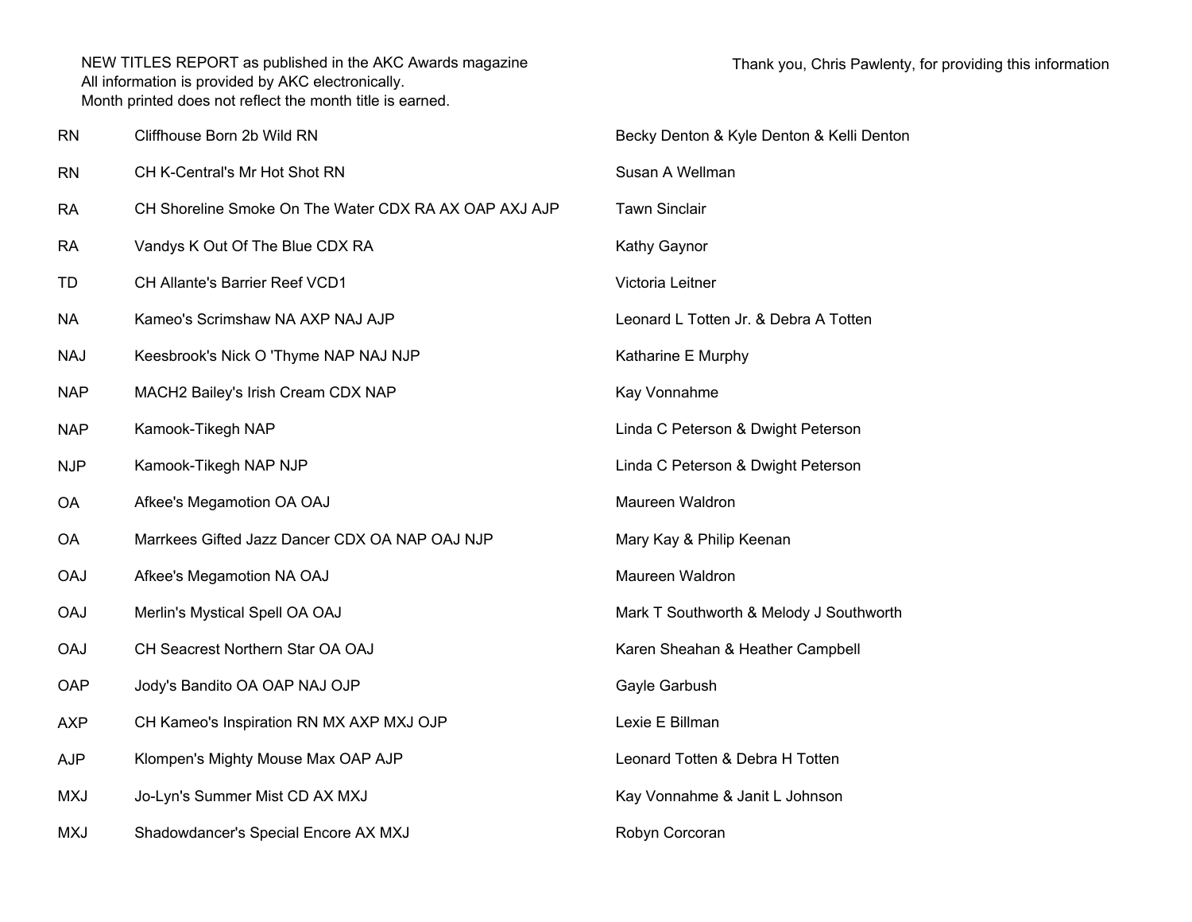NEW TITLES REPORT as published in the AKC Awards magazine
All information is provided by AKC electronically.
Month printed does not reflect the month title is earned.

Thank you, Chris Pawlenty, for providing this information

| | | |
|---|---|---|
| RN | Cliffhouse Born 2b Wild RN | Becky Denton & Kyle Denton & Kelli Denton |
| RN | CH K-Central's Mr Hot Shot RN | Susan A Wellman |
| RA | CH Shoreline Smoke On The Water CDX RA AX OAP AXJ AJP | Tawn Sinclair |
| RA | Vandys K Out Of The Blue CDX RA | Kathy Gaynor |
| TD | CH Allante's Barrier Reef VCD1 | Victoria Leitner |
| NA | Kameo's Scrimshaw NA AXP NAJ AJP | Leonard L Totten Jr. & Debra A Totten |
| NAJ | Keesbrook's Nick O 'Thyme NAP NAJ NJP | Katharine E Murphy |
| NAP | MACH2 Bailey's Irish Cream CDX NAP | Kay Vonnahme |
| NAP | Kamook-Tikegh NAP | Linda C Peterson & Dwight Peterson |
| NJP | Kamook-Tikegh NAP NJP | Linda C Peterson & Dwight Peterson |
| OA | Afkee's Megamotion OA OAJ | Maureen Waldron |
| OA | Marrkees Gifted Jazz Dancer CDX OA NAP OAJ NJP | Mary Kay & Philip Keenan |
| OAJ | Afkee's Megamotion NA OAJ | Maureen Waldron |
| OAJ | Merlin's Mystical Spell OA OAJ | Mark T Southworth & Melody J Southworth |
| OAJ | CH Seacrest Northern Star OA OAJ | Karen Sheahan & Heather Campbell |
| OAP | Jody's Bandito OA OAP NAJ OJP | Gayle Garbush |
| AXP | CH Kameo's Inspiration RN MX AXP MXJ OJP | Lexie E Billman |
| AJP | Klompen's Mighty Mouse Max OAP AJP | Leonard Totten & Debra H Totten |
| MXJ | Jo-Lyn's Summer Mist CD AX MXJ | Kay Vonnahme & Janit L Johnson |
| MXJ | Shadowdancer's Special Encore AX MXJ | Robyn Corcoran |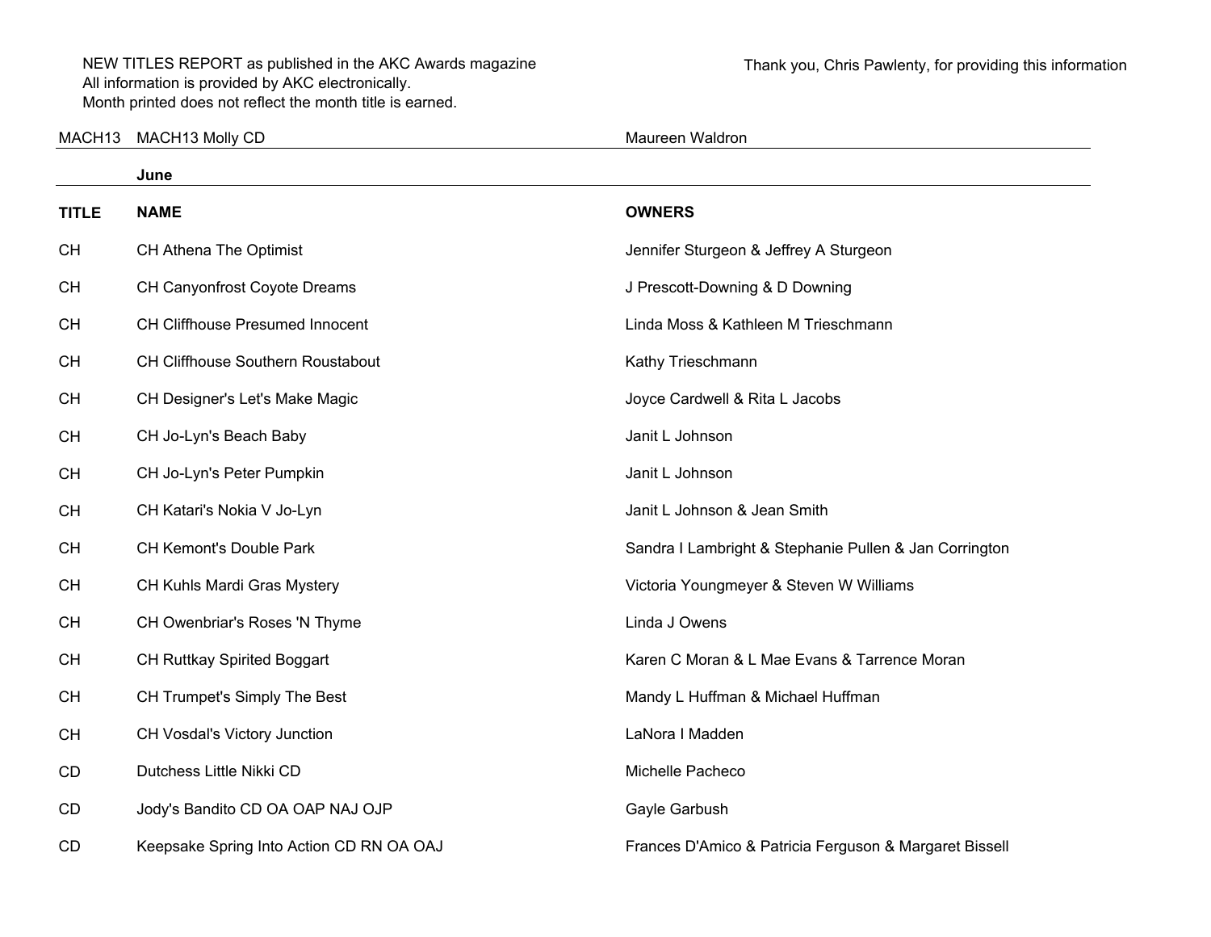NEW TITLES REPORT as published in the AKC Awards magazine
All information is provided by AKC electronically.
Month printed does not reflect the month title is earned.

Thank you, Chris Pawlenty, for providing this information

| | | |
|---|---|---|
| MACH13 | MACH13 Molly CD | Maureen Waldron |

**June**

| TITLE | NAME | OWNERS |
|---|---|---|
| CH | CH Athena The Optimist | Jennifer Sturgeon & Jeffrey A Sturgeon |
| CH | CH Canyonfrost Coyote Dreams | J Prescott-Downing & D Downing |
| CH | CH Cliffhouse Presumed Innocent | Linda Moss & Kathleen M Trieschmann |
| CH | CH Cliffhouse Southern Roustabout | Kathy Trieschmann |
| CH | CH Designer's Let's Make Magic | Joyce Cardwell & Rita L Jacobs |
| CH | CH Jo-Lyn's Beach Baby | Janit L Johnson |
| CH | CH Jo-Lyn's Peter Pumpkin | Janit L Johnson |
| CH | CH Katari's Nokia V Jo-Lyn | Janit L Johnson & Jean Smith |
| CH | CH Kemont's Double Park | Sandra I Lambright & Stephanie Pullen & Jan Corrington |
| CH | CH Kuhls Mardi Gras Mystery | Victoria Youngmeyer & Steven W Williams |
| CH | CH Owenbriar's Roses 'N Thyme | Linda J Owens |
| CH | CH Ruttkay Spirited Boggart | Karen C Moran & L Mae Evans & Tarrence Moran |
| CH | CH Trumpet's Simply The Best | Mandy L Huffman & Michael Huffman |
| CH | CH Vosdal's Victory Junction | LaNora I Madden |
| CD | Dutchess Little Nikki CD | Michelle Pacheco |
| CD | Jody's Bandito CD OA OAP NAJ OJP | Gayle Garbush |
| CD | Keepsake Spring Into Action CD RN OA OAJ | Frances D'Amico & Patricia Ferguson & Margaret Bissell |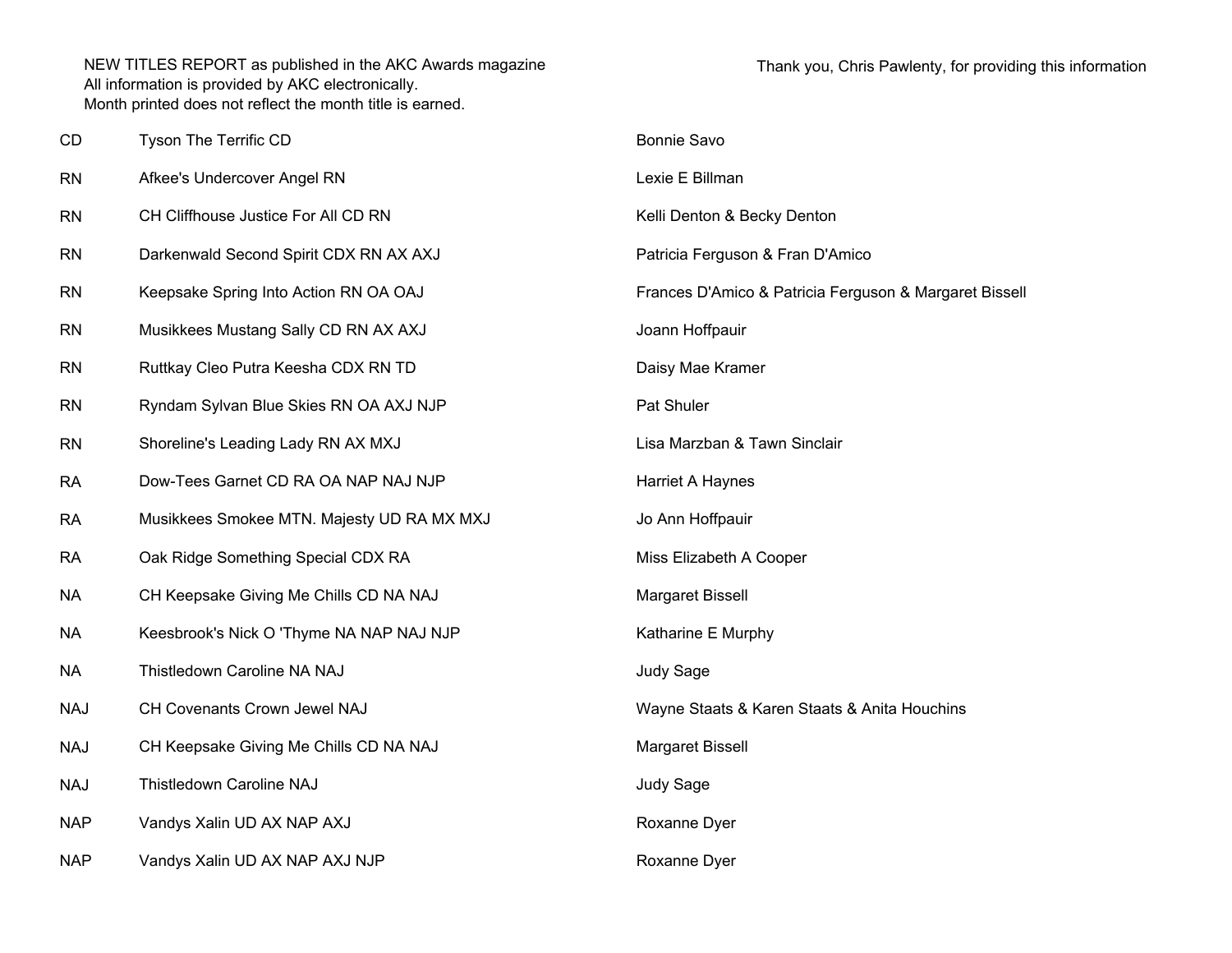NEW TITLES REPORT as published in the AKC Awards magazine
All information is provided by AKC electronically.
Month printed does not reflect the month title is earned.

Thank you, Chris Pawlenty, for providing this information

| | | |
|---|---|---|
| CD | Tyson The Terrific CD | Bonnie Savo |
| RN | Afkee's Undercover Angel RN | Lexie E Billman |
| RN | CH Cliffhouse Justice For All CD RN | Kelli Denton & Becky Denton |
| RN | Darkenwald Second Spirit CDX RN AX AXJ | Patricia Ferguson & Fran D'Amico |
| RN | Keepsake Spring Into Action RN OA OAJ | Frances D'Amico & Patricia Ferguson & Margaret Bissell |
| RN | Musikkees Mustang Sally CD RN AX AXJ | Joann Hoffpauir |
| RN | Ruttkay Cleo Putra Keesha CDX RN TD | Daisy Mae Kramer |
| RN | Ryndam Sylvan Blue Skies RN OA AXJ NJP | Pat Shuler |
| RN | Shoreline's Leading Lady RN AX MXJ | Lisa Marzban & Tawn Sinclair |
| RA | Dow-Tees Garnet CD RA OA NAP NAJ NJP | Harriet A Haynes |
| RA | Musikkees Smokee MTN. Majesty UD RA MX MXJ | Jo Ann Hoffpauir |
| RA | Oak Ridge Something Special CDX RA | Miss Elizabeth A Cooper |
| NA | CH Keepsake Giving Me Chills CD NA NAJ | Margaret Bissell |
| NA | Keesbrook's Nick O 'Thyme NA NAP NAJ NJP | Katharine E Murphy |
| NA | Thistledown Caroline NA NAJ | Judy Sage |
| NAJ | CH Covenants Crown Jewel NAJ | Wayne Staats & Karen Staats & Anita Houchins |
| NAJ | CH Keepsake Giving Me Chills CD NA NAJ | Margaret Bissell |
| NAJ | Thistledown Caroline NAJ | Judy Sage |
| NAP | Vandys Xalin UD AX NAP AXJ | Roxanne Dyer |
| NAP | Vandys Xalin UD AX NAP AXJ NJP | Roxanne Dyer |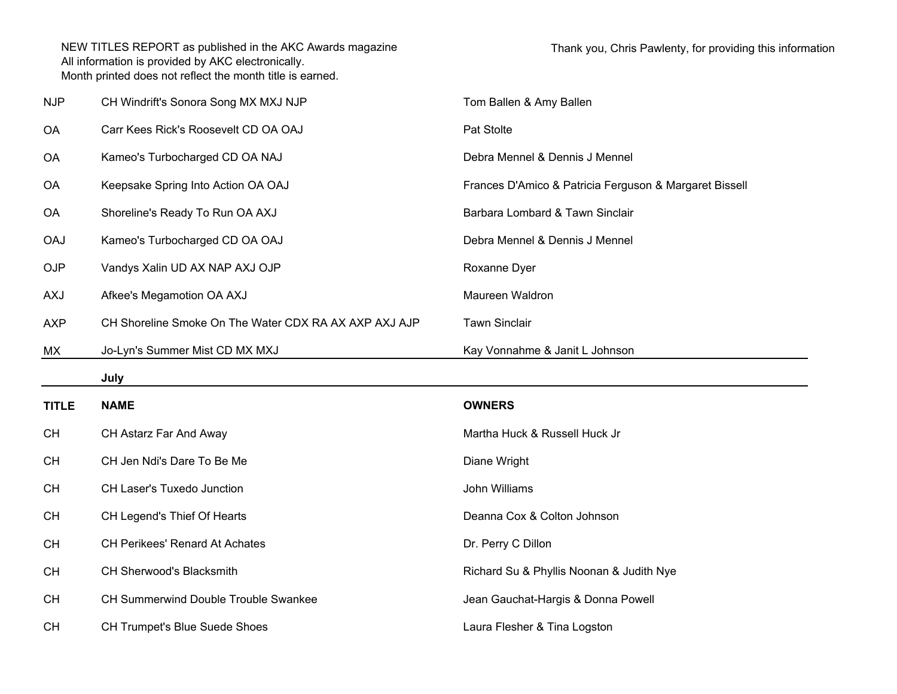NEW TITLES REPORT as published in the AKC Awards magazine
All information is provided by AKC electronically.
Month printed does not reflect the month title is earned.

Thank you, Chris Pawlenty, for providing this information

| | | |
|---|---|---|
| NJP | CH Windrift's Sonora Song MX MXJ NJP | Tom Ballen & Amy Ballen |
| OA | Carr Kees Rick's Roosevelt CD OA OAJ | Pat Stolte |
| OA | Kameo's Turbocharged CD OA NAJ | Debra Mennel & Dennis J Mennel |
| OA | Keepsake Spring Into Action OA OAJ | Frances D'Amico & Patricia Ferguson & Margaret Bissell |
| OA | Shoreline's Ready To Run OA AXJ | Barbara Lombard & Tawn Sinclair |
| OAJ | Kameo's Turbocharged CD OA OAJ | Debra Mennel & Dennis J Mennel |
| OJP | Vandys Xalin UD AX NAP AXJ OJP | Roxanne Dyer |
| AXJ | Afkee's Megamotion OA AXJ | Maureen Waldron |
| AXP | CH Shoreline Smoke On The Water CDX RA AX AXP AXJ AJP | Tawn Sinclair |
| MX | Jo-Lyn's Summer Mist CD MX MXJ | Kay Vonnahme & Janit L Johnson |

**July**

| TITLE | NAME | OWNERS |
|---|---|---|
| CH | CH Astarz Far And Away | Martha Huck & Russell Huck Jr |
| CH | CH Jen Ndi's Dare To Be Me | Diane Wright |
| CH | CH Laser's Tuxedo Junction | John Williams |
| CH | CH Legend's Thief Of Hearts | Deanna Cox & Colton Johnson |
| CH | CH Perikees' Renard At Achates | Dr. Perry C Dillon |
| CH | CH Sherwood's Blacksmith | Richard Su & Phyllis Noonan & Judith Nye |
| CH | CH Summerwind Double Trouble Swankee | Jean Gauchat-Hargis & Donna Powell |
| CH | CH Trumpet's Blue Suede Shoes | Laura Flesher & Tina Logston |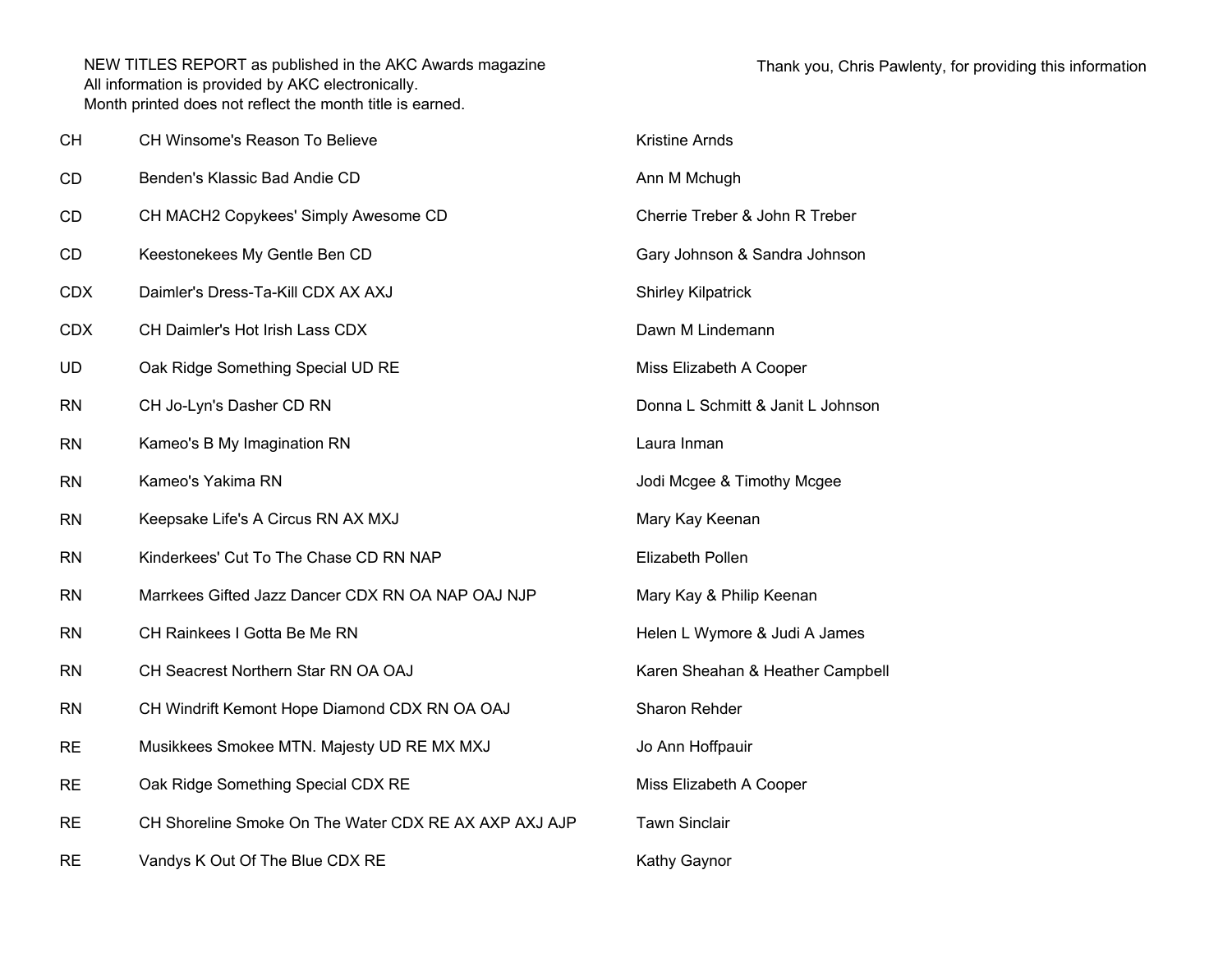NEW TITLES REPORT as published in the AKC Awards magazine
All information is provided by AKC electronically.
Month printed does not reflect the month title is earned.

Thank you, Chris Pawlenty, for providing this information

| Title | Dog | Owner |
|---|---|---|
| CH | CH Winsome's Reason To Believe | Kristine Arnds |
| CD | Benden's Klassic Bad Andie CD | Ann M Mchugh |
| CD | CH MACH2 Copykees' Simply Awesome CD | Cherrie Treber & John R Treber |
| CD | Keestonekees My Gentle Ben CD | Gary Johnson & Sandra Johnson |
| CDX | Daimler's Dress-Ta-Kill CDX AX AXJ | Shirley Kilpatrick |
| CDX | CH Daimler's Hot Irish Lass CDX | Dawn M Lindemann |
| UD | Oak Ridge Something Special UD RE | Miss Elizabeth A Cooper |
| RN | CH Jo-Lyn's Dasher CD RN | Donna L Schmitt & Janit L Johnson |
| RN | Kameo's B My Imagination RN | Laura Inman |
| RN | Kameo's Yakima RN | Jodi Mcgee & Timothy Mcgee |
| RN | Keepsake Life's A Circus RN AX MXJ | Mary Kay Keenan |
| RN | Kinderkees' Cut To The Chase CD RN NAP | Elizabeth Pollen |
| RN | Marrkees Gifted Jazz Dancer CDX RN OA NAP OAJ NJP | Mary Kay & Philip Keenan |
| RN | CH Rainkees I Gotta Be Me RN | Helen L Wymore & Judi A James |
| RN | CH Seacrest Northern Star RN OA OAJ | Karen Sheahan & Heather Campbell |
| RN | CH Windrift Kemont Hope Diamond CDX RN OA OAJ | Sharon Rehder |
| RE | Musikkees Smokee MTN. Majesty UD RE MX MXJ | Jo Ann Hoffpauir |
| RE | Oak Ridge Something Special CDX RE | Miss Elizabeth A Cooper |
| RE | CH Shoreline Smoke On The Water CDX RE AX AXP AXJ AJP | Tawn Sinclair |
| RE | Vandys K Out Of The Blue CDX RE | Kathy Gaynor |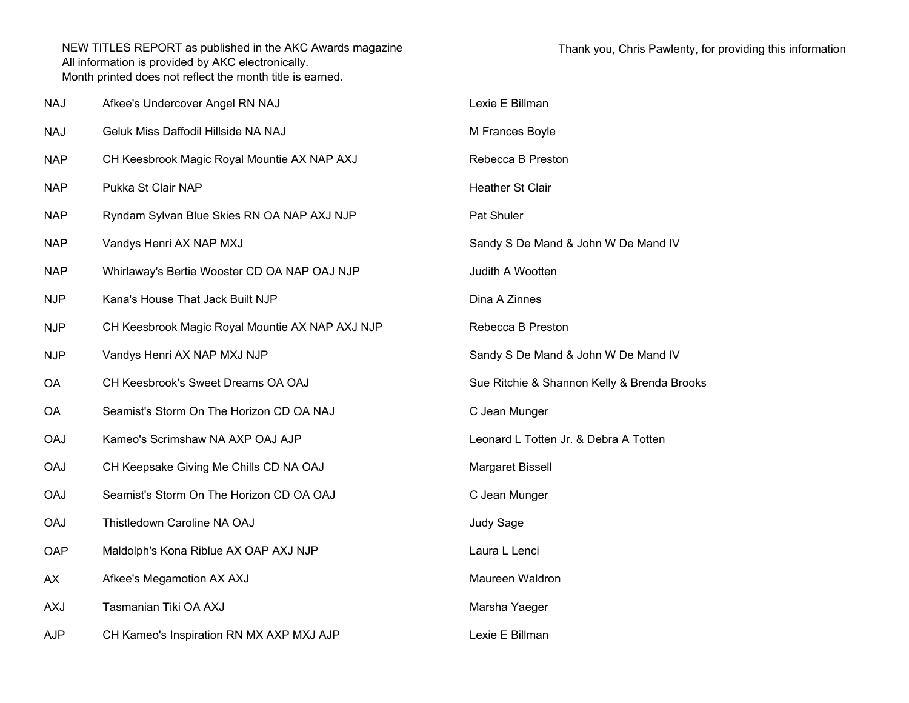NEW TITLES REPORT as published in the AKC Awards magazine
All information is provided by AKC electronically.
Month printed does not reflect the month title is earned.

Thank you, Chris Pawlenty, for providing this information

| | | |
|---|---|---|
| NAJ | Afkee's Undercover Angel RN NAJ | Lexie E Billman |
| NAJ | Geluk Miss Daffodil Hillside NA NAJ | M Frances Boyle |
| NAP | CH Keesbrook Magic Royal Mountie AX NAP AXJ | Rebecca B Preston |
| NAP | Pukka St Clair NAP | Heather St Clair |
| NAP | Ryndam Sylvan Blue Skies RN OA NAP AXJ NJP | Pat Shuler |
| NAP | Vandys Henri AX NAP MXJ | Sandy S De Mand & John W De Mand IV |
| NAP | Whirlaway's Bertie Wooster CD OA NAP OAJ NJP | Judith A Wootten |
| NJP | Kana's House That Jack Built NJP | Dina A Zinnes |
| NJP | CH Keesbrook Magic Royal Mountie AX NAP AXJ NJP | Rebecca B Preston |
| NJP | Vandys Henri AX NAP MXJ NJP | Sandy S De Mand & John W De Mand IV |
| OA | CH Keesbrook's Sweet Dreams OA OAJ | Sue Ritchie & Shannon Kelly & Brenda Brooks |
| OA | Seamist's Storm On The Horizon CD OA NAJ | C Jean Munger |
| OAJ | Kameo's Scrimshaw NA AXP OAJ AJP | Leonard L Totten Jr. & Debra A Totten |
| OAJ | CH Keepsake Giving Me Chills CD NA OAJ | Margaret Bissell |
| OAJ | Seamist's Storm On The Horizon CD OA OAJ | C Jean Munger |
| OAJ | Thistledown Caroline NA OAJ | Judy Sage |
| OAP | Maldolph's Kona Riblue AX OAP AXJ NJP | Laura L Lenci |
| AX | Afkee's Megamotion AX AXJ | Maureen Waldron |
| AXJ | Tasmanian Tiki OA AXJ | Marsha Yaeger |
| AJP | CH Kameo's Inspiration RN MX AXP MXJ AJP | Lexie E Billman |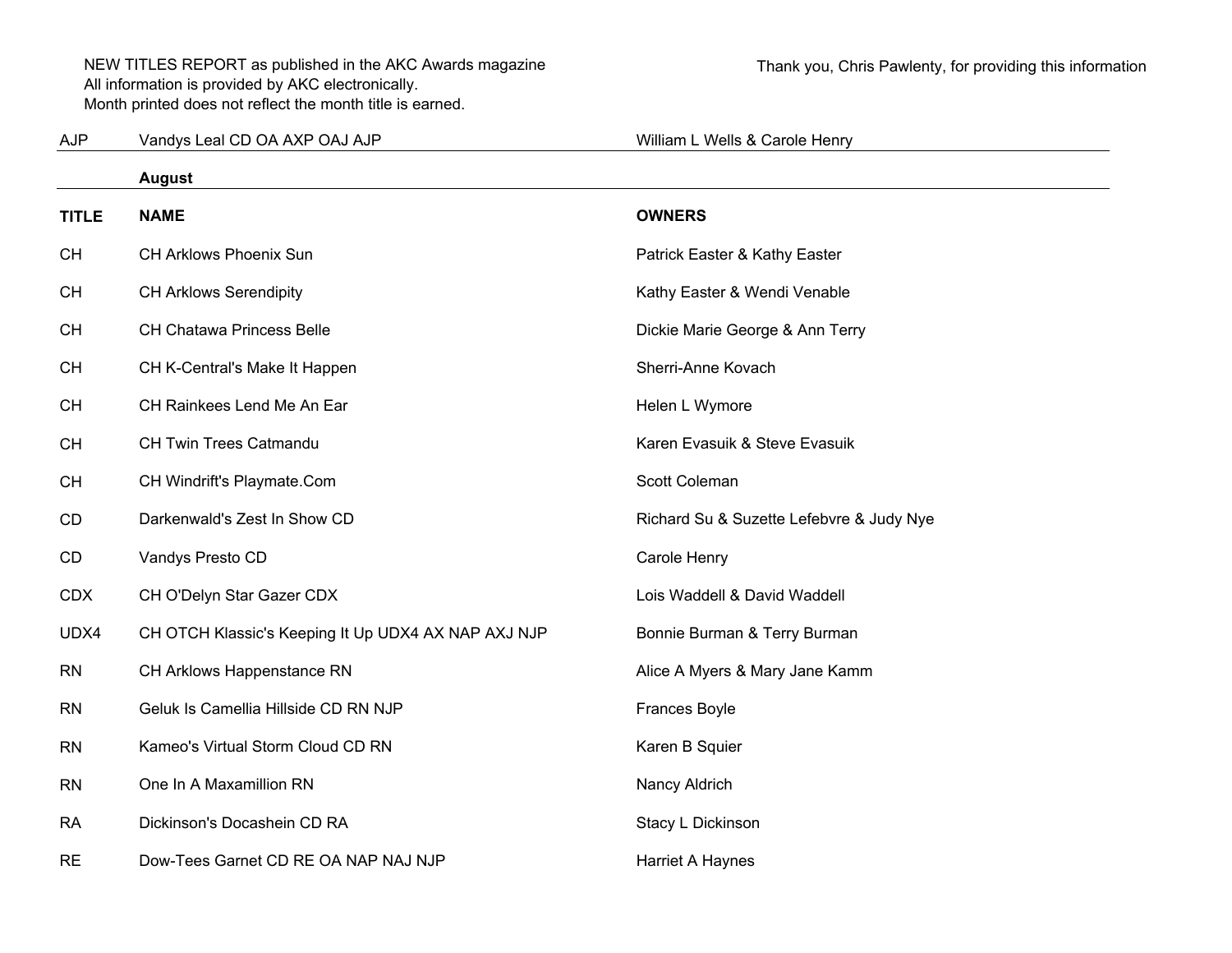NEW TITLES REPORT as published in the AKC Awards magazine
All information is provided by AKC electronically.
Month printed does not reflect the month title is earned.

Thank you, Chris Pawlenty, for providing this information

| AJP | Vandys Leal CD OA AXP OAJ AJP | William L Wells & Carole Henry |
|---|---|---|
| | **August** | |
| **TITLE** | **NAME** | **OWNERS** |
| CH | CH Arklows Phoenix Sun | Patrick Easter & Kathy Easter |
| CH | CH Arklows Serendipity | Kathy Easter & Wendi Venable |
| CH | CH Chatawa Princess Belle | Dickie Marie George & Ann Terry |
| CH | CH K-Central's Make It Happen | Sherri-Anne Kovach |
| CH | CH Rainkees Lend Me An Ear | Helen L Wymore |
| CH | CH Twin Trees Catmandu | Karen Evasuik & Steve Evasuik |
| CH | CH Windrift's Playmate.Com | Scott Coleman |
| CD | Darkenwald's Zest In Show CD | Richard Su & Suzette Lefebvre & Judy Nye |
| CD | Vandys Presto CD | Carole Henry |
| CDX | CH O'Delyn Star Gazer CDX | Lois Waddell & David Waddell |
| UDX4 | CH OTCH Klassic's Keeping It Up UDX4 AX NAP AXJ NJP | Bonnie Burman & Terry Burman |
| RN | CH Arklows Happenstance RN | Alice A Myers & Mary Jane Kamm |
| RN | Geluk Is Camellia Hillside CD RN NJP | Frances Boyle |
| RN | Kameo's Virtual Storm Cloud CD RN | Karen B Squier |
| RN | One In A Maxamillion RN | Nancy Aldrich |
| RA | Dickinson's Docashein CD RA | Stacy L Dickinson |
| RE | Dow-Tees Garnet CD RE OA NAP NAJ NJP | Harriet A Haynes |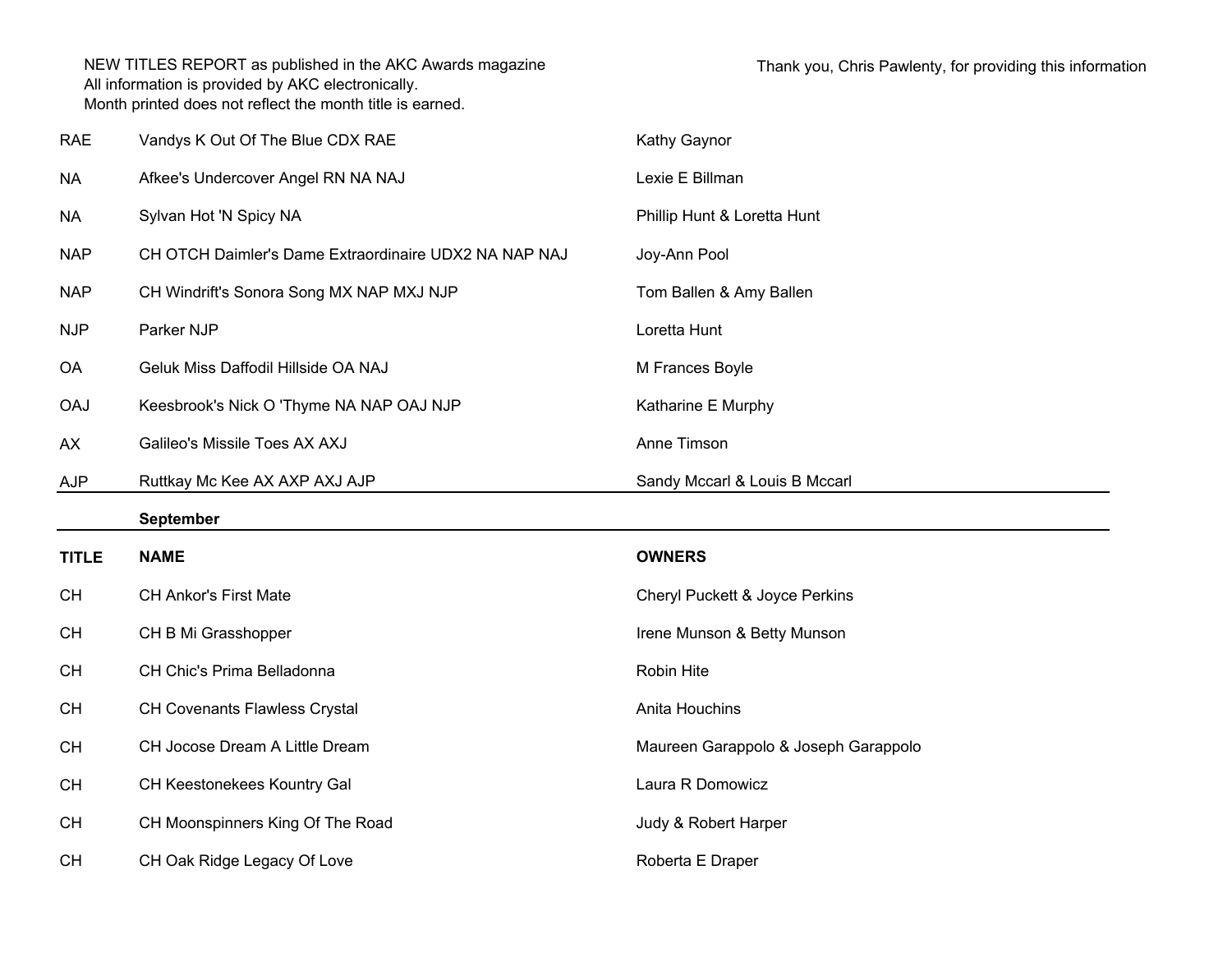NEW TITLES REPORT as published in the AKC Awards magazine
All information is provided by AKC electronically.
Month printed does not reflect the month title is earned.

Thank you, Chris Pawlenty, for providing this information

| | | |
|---|---|---|
| RAE | Vandys K Out Of The Blue CDX RAE | Kathy Gaynor |
| NA | Afkee's Undercover Angel RN NA NAJ | Lexie E Billman |
| NA | Sylvan Hot 'N Spicy NA | Phillip Hunt & Loretta Hunt |
| NAP | CH OTCH Daimler's Dame Extraordinaire UDX2 NA NAP NAJ | Joy-Ann Pool |
| NAP | CH Windrift's Sonora Song MX NAP MXJ NJP | Tom Ballen & Amy Ballen |
| NJP | Parker NJP | Loretta Hunt |
| OA | Geluk Miss Daffodil Hillside OA NAJ | M Frances Boyle |
| OAJ | Keesbrook's Nick O 'Thyme NA NAP OAJ NJP | Katharine E Murphy |
| AX | Galileo's Missile Toes AX AXJ | Anne Timson |
| AJP | Ruttkay Mc Kee AX AXP AXJ AJP | Sandy Mccarl & Louis B Mccarl |

**September**

| TITLE | NAME | OWNERS |
|---|---|---|
| CH | CH Ankor's First Mate | Cheryl Puckett & Joyce Perkins |
| CH | CH B Mi Grasshopper | Irene Munson & Betty Munson |
| CH | CH Chic's Prima Belladonna | Robin Hite |
| CH | CH Covenants Flawless Crystal | Anita Houchins |
| CH | CH Jocose Dream A Little Dream | Maureen Garappolo & Joseph Garappolo |
| CH | CH Keestonekees Kountry Gal | Laura R Domowicz |
| CH | CH Moonspinners King Of The Road | Judy & Robert Harper |
| CH | CH Oak Ridge Legacy Of Love | Roberta E Draper |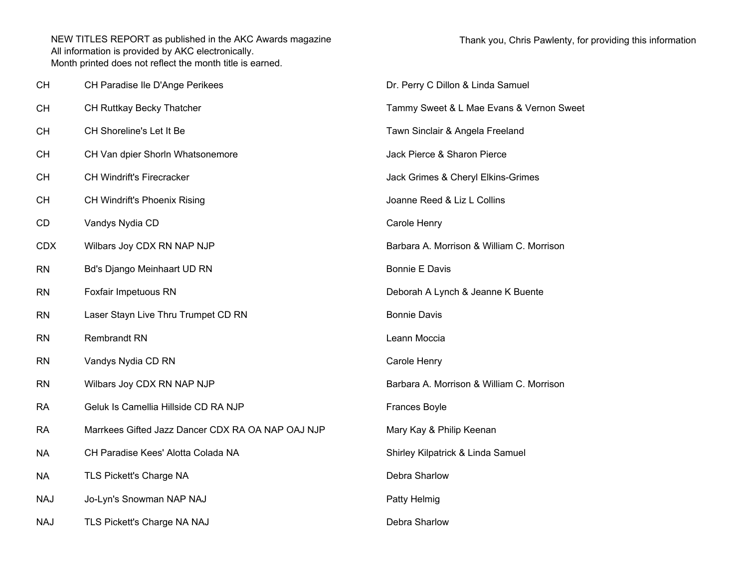NEW TITLES REPORT as published in the AKC Awards magazine
All information is provided by AKC electronically.
Month printed does not reflect the month title is earned.

Thank you, Chris Pawlenty, for providing this information

| | | |
|---|---|---|
| CH | CH Paradise Ile D'Ange Perikees | Dr. Perry C Dillon & Linda Samuel |
| CH | CH Ruttkay Becky Thatcher | Tammy Sweet & L Mae Evans & Vernon Sweet |
| CH | CH Shoreline's Let It Be | Tawn Sinclair & Angela Freeland |
| CH | CH Van dpier Shorln Whatsonemore | Jack Pierce & Sharon Pierce |
| CH | CH Windrift's Firecracker | Jack Grimes & Cheryl Elkins-Grimes |
| CH | CH Windrift's Phoenix Rising | Joanne Reed & Liz L Collins |
| CD | Vandys Nydia CD | Carole Henry |
| CDX | Wilbars Joy CDX RN NAP NJP | Barbara A. Morrison & William C. Morrison |
| RN | Bd's Django Meinhaart UD RN | Bonnie E Davis |
| RN | Foxfair Impetuous RN | Deborah A Lynch & Jeanne K Buente |
| RN | Laser Stayn Live Thru Trumpet CD RN | Bonnie Davis |
| RN | Rembrandt RN | Leann Moccia |
| RN | Vandys Nydia CD RN | Carole Henry |
| RN | Wilbars Joy CDX RN NAP NJP | Barbara A. Morrison & William C. Morrison |
| RA | Geluk Is Camellia Hillside CD RA NJP | Frances Boyle |
| RA | Marrkees Gifted Jazz Dancer CDX RA OA NAP OAJ NJP | Mary Kay & Philip Keenan |
| NA | CH Paradise Kees' Alotta Colada NA | Shirley Kilpatrick & Linda Samuel |
| NA | TLS Pickett's Charge NA | Debra Sharlow |
| NAJ | Jo-Lyn's Snowman NAP NAJ | Patty Helmig |
| NAJ | TLS Pickett's Charge NA NAJ | Debra Sharlow |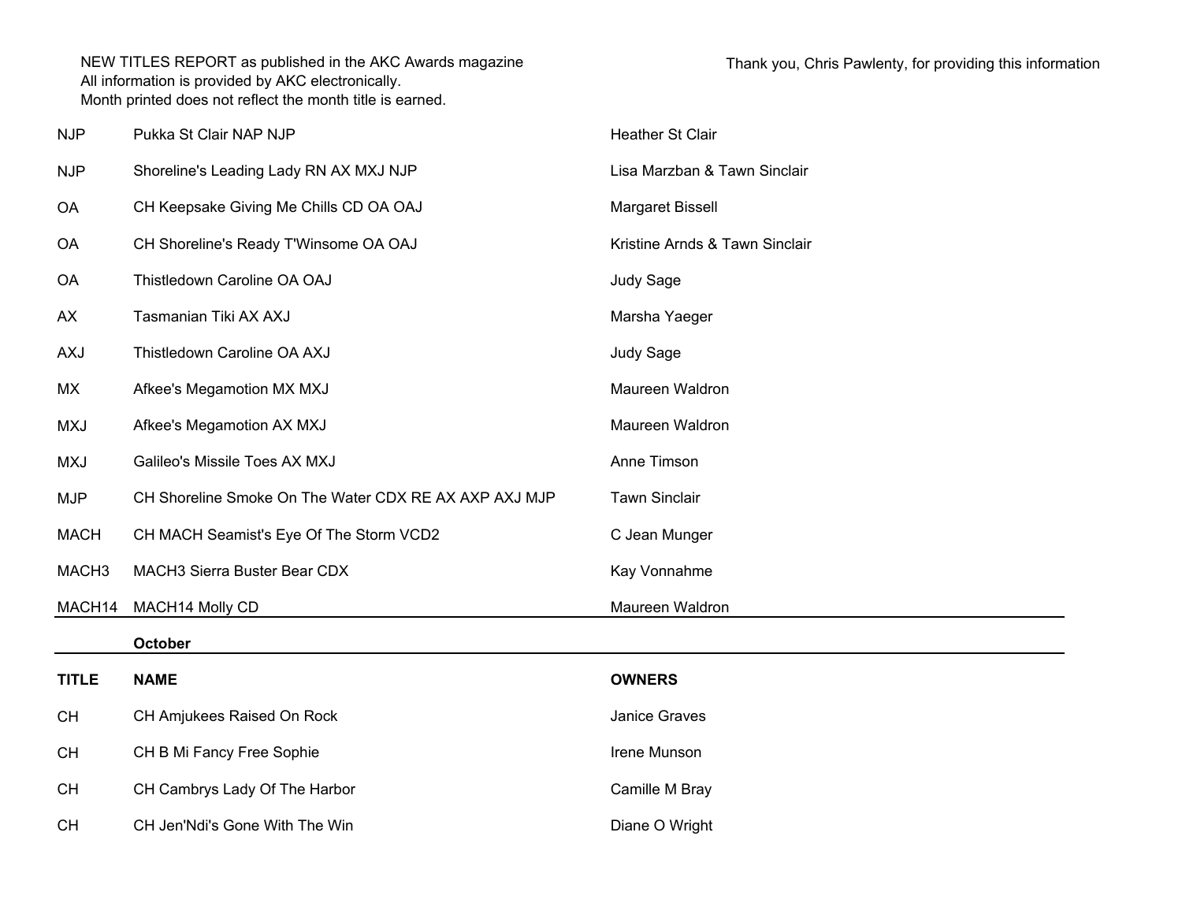NEW TITLES REPORT as published in the AKC Awards magazine
All information is provided by AKC electronically.
Month printed does not reflect the month title is earned.

Thank you, Chris Pawlenty, for providing this information

| | | |
|---|---|---|
| NJP | Pukka St Clair NAP NJP | Heather St Clair |
| NJP | Shoreline's Leading Lady RN AX MXJ NJP | Lisa Marzban & Tawn Sinclair |
| OA | CH Keepsake Giving Me Chills CD OA OAJ | Margaret Bissell |
| OA | CH Shoreline's Ready T'Winsome OA OAJ | Kristine Arnds & Tawn Sinclair |
| OA | Thistledown Caroline OA OAJ | Judy Sage |
| AX | Tasmanian Tiki AX AXJ | Marsha Yaeger |
| AXJ | Thistledown Caroline OA AXJ | Judy Sage |
| MX | Afkee's Megamotion MX MXJ | Maureen Waldron |
| MXJ | Afkee's Megamotion AX MXJ | Maureen Waldron |
| MXJ | Galileo's Missile Toes AX MXJ | Anne Timson |
| MJP | CH Shoreline Smoke On The Water CDX RE AX AXP AXJ MJP | Tawn Sinclair |
| MACH | CH MACH Seamist's Eye Of The Storm VCD2 | C Jean Munger |
| MACH3 | MACH3 Sierra Buster Bear CDX | Kay Vonnahme |
| MACH14 | MACH14 Molly CD | Maureen Waldron |

**October**

| TITLE | NAME | OWNERS |
|---|---|---|
| CH | CH Amjukees Raised On Rock | Janice Graves |
| CH | CH B Mi Fancy Free Sophie | Irene Munson |
| CH | CH Cambrys Lady Of The Harbor | Camille M Bray |
| CH | CH Jen'Ndi's Gone With The Win | Diane O Wright |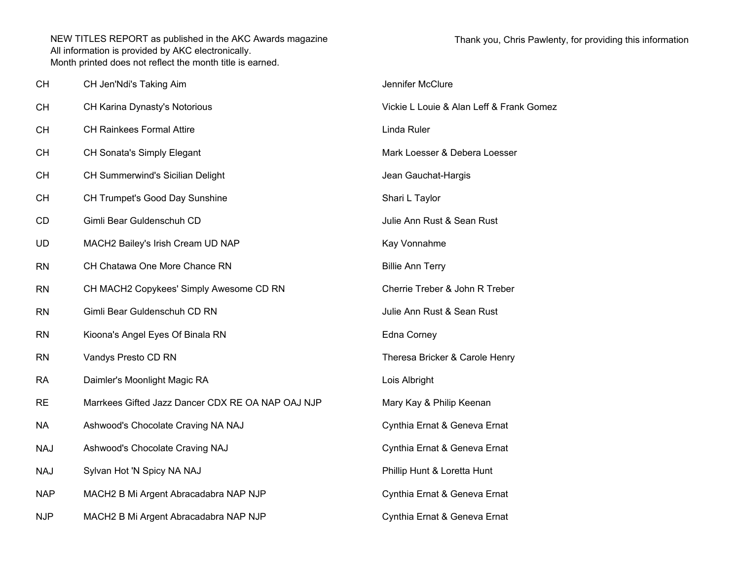NEW TITLES REPORT as published in the AKC Awards magazine
All information is provided by AKC electronically.
Month printed does not reflect the month title is earned.

Thank you, Chris Pawlenty, for providing this information

| | | |
|---|---|---|
| CH | CH Jen'Ndi's Taking Aim | Jennifer McClure |
| CH | CH Karina Dynasty's Notorious | Vickie L Louie & Alan Leff & Frank Gomez |
| CH | CH Rainkees Formal Attire | Linda Ruler |
| CH | CH Sonata's Simply Elegant | Mark Loesser & Debera Loesser |
| CH | CH Summerwind's Sicilian Delight | Jean Gauchat-Hargis |
| CH | CH Trumpet's Good Day Sunshine | Shari L Taylor |
| CD | Gimli Bear Guldenschuh CD | Julie Ann Rust & Sean Rust |
| UD | MACH2 Bailey's Irish Cream UD NAP | Kay Vonnahme |
| RN | CH Chatawa One More Chance RN | Billie Ann Terry |
| RN | CH MACH2 Copykees' Simply Awesome CD RN | Cherrie Treber & John R Treber |
| RN | Gimli Bear Guldenschuh CD RN | Julie Ann Rust & Sean Rust |
| RN | Kioona's Angel Eyes Of Binala RN | Edna Corney |
| RN | Vandys Presto CD RN | Theresa Bricker & Carole Henry |
| RA | Daimler's Moonlight Magic RA | Lois Albright |
| RE | Marrkees Gifted Jazz Dancer CDX RE OA NAP OAJ NJP | Mary Kay & Philip Keenan |
| NA | Ashwood's Chocolate Craving NA NAJ | Cynthia Ernat & Geneva Ernat |
| NAJ | Ashwood's Chocolate Craving NAJ | Cynthia Ernat & Geneva Ernat |
| NAJ | Sylvan Hot 'N Spicy NA NAJ | Phillip Hunt & Loretta Hunt |
| NAP | MACH2 B Mi Argent Abracadabra NAP NJP | Cynthia Ernat & Geneva Ernat |
| NJP | MACH2 B Mi Argent Abracadabra NAP NJP | Cynthia Ernat & Geneva Ernat |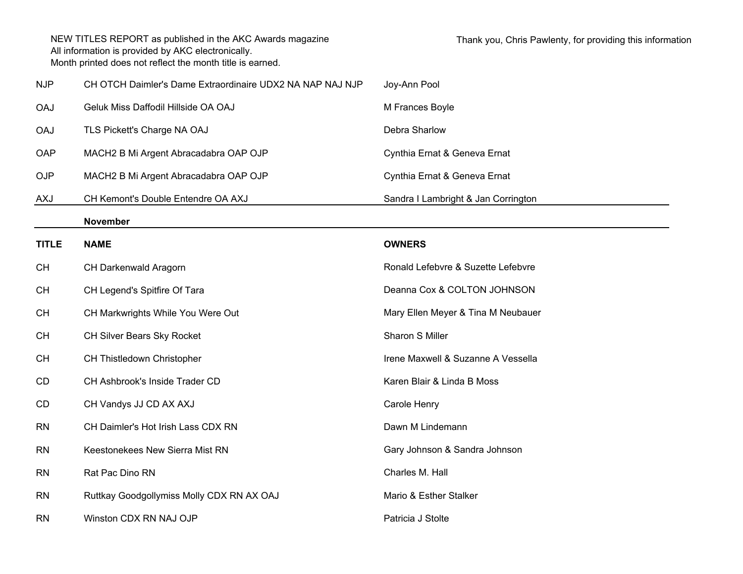NEW TITLES REPORT as published in the AKC Awards magazine
All information is provided by AKC electronically.
Month printed does not reflect the month title is earned.

Thank you, Chris Pawlenty, for providing this information

| | | |
|---|---|---|
| NJP | CH OTCH Daimler's Dame Extraordinaire UDX2 NA NAP NAJ NJP | Joy-Ann Pool |
| OAJ | Geluk Miss Daffodil Hillside OA OAJ | M Frances Boyle |
| OAJ | TLS Pickett's Charge NA OAJ | Debra Sharlow |
| OAP | MACH2 B Mi Argent Abracadabra OAP OJP | Cynthia Ernat & Geneva Ernat |
| OJP | MACH2 B Mi Argent Abracadabra OAP OJP | Cynthia Ernat & Geneva Ernat |
| AXJ | CH Kemont's Double Entendre OA AXJ | Sandra I Lambright & Jan Corrington |

**November**

| TITLE | NAME | OWNERS |
|---|---|---|
| CH | CH Darkenwald Aragorn | Ronald Lefebvre & Suzette Lefebvre |
| CH | CH Legend's Spitfire Of Tara | Deanna Cox & COLTON JOHNSON |
| CH | CH Markwrights While You Were Out | Mary Ellen Meyer & Tina M Neubauer |
| CH | CH Silver Bears Sky Rocket | Sharon S Miller |
| CH | CH Thistledown Christopher | Irene Maxwell & Suzanne A Vessella |
| CD | CH Ashbrook's Inside Trader CD | Karen Blair & Linda B Moss |
| CD | CH Vandys JJ CD AX AXJ | Carole Henry |
| RN | CH Daimler's Hot Irish Lass CDX RN | Dawn M Lindemann |
| RN | Keestonekees New Sierra Mist RN | Gary Johnson & Sandra Johnson |
| RN | Rat Pac Dino RN | Charles M. Hall |
| RN | Ruttkay Goodgollymiss Molly CDX RN AX OAJ | Mario & Esther Stalker |
| RN | Winston CDX RN NAJ OJP | Patricia J Stolte |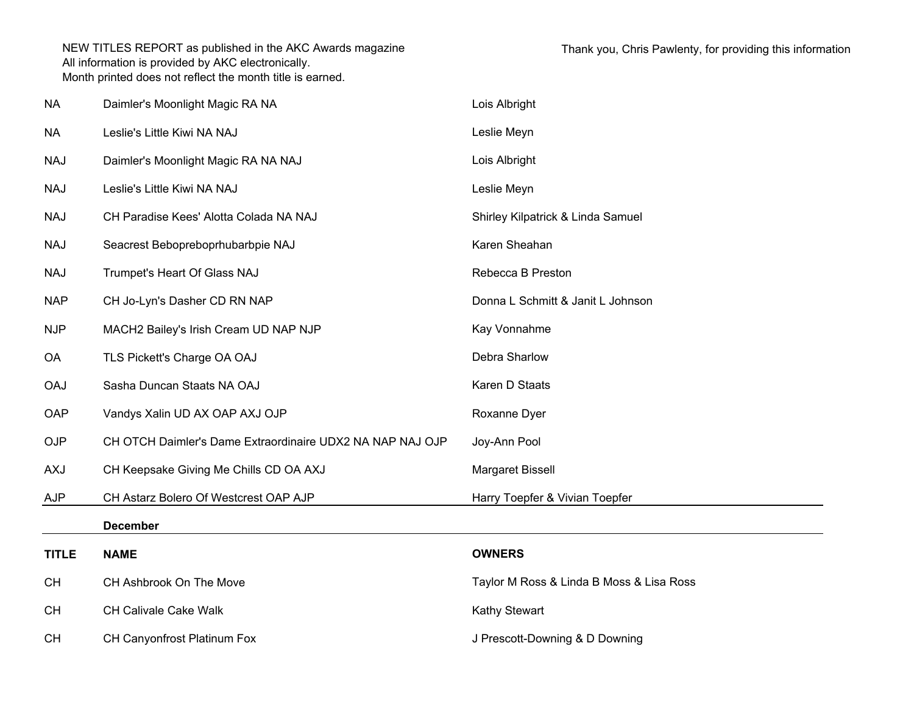NEW TITLES REPORT as published in the AKC Awards magazine
All information is provided by AKC electronically.
Month printed does not reflect the month title is earned.

Thank you, Chris Pawlenty, for providing this information

| | | |
|---|---|---|
| NA | Daimler's Moonlight Magic RA NA | Lois Albright |
| NA | Leslie's Little Kiwi NA NAJ | Leslie Meyn |
| NAJ | Daimler's Moonlight Magic RA NA NAJ | Lois Albright |
| NAJ | Leslie's Little Kiwi NA NAJ | Leslie Meyn |
| NAJ | CH Paradise Kees' Alotta Colada NA NAJ | Shirley Kilpatrick & Linda Samuel |
| NAJ | Seacrest Bebopreboprhubarbpie NAJ | Karen Sheahan |
| NAJ | Trumpet's Heart Of Glass NAJ | Rebecca B Preston |
| NAP | CH Jo-Lyn's Dasher CD RN NAP | Donna L Schmitt & Janit L Johnson |
| NJP | MACH2 Bailey's Irish Cream UD NAP NJP | Kay Vonnahme |
| OA | TLS Pickett's Charge OA OAJ | Debra Sharlow |
| OAJ | Sasha Duncan Staats NA OAJ | Karen D Staats |
| OAP | Vandys Xalin UD AX OAP AXJ OJP | Roxanne Dyer |
| OJP | CH OTCH Daimler's Dame Extraordinaire UDX2 NA NAP NAJ OJP | Joy-Ann Pool |
| AXJ | CH Keepsake Giving Me Chills CD OA AXJ | Margaret Bissell |
| AJP | CH Astarz Bolero Of Westcrest OAP AJP | Harry Toepfer & Vivian Toepfer |

**December**

| TITLE | NAME | OWNERS |
|---|---|---|
| CH | CH Ashbrook On The Move | Taylor M Ross & Linda B Moss & Lisa Ross |
| CH | CH Calivale Cake Walk | Kathy Stewart |
| CH | CH Canyonfrost Platinum Fox | J Prescott-Downing & D Downing |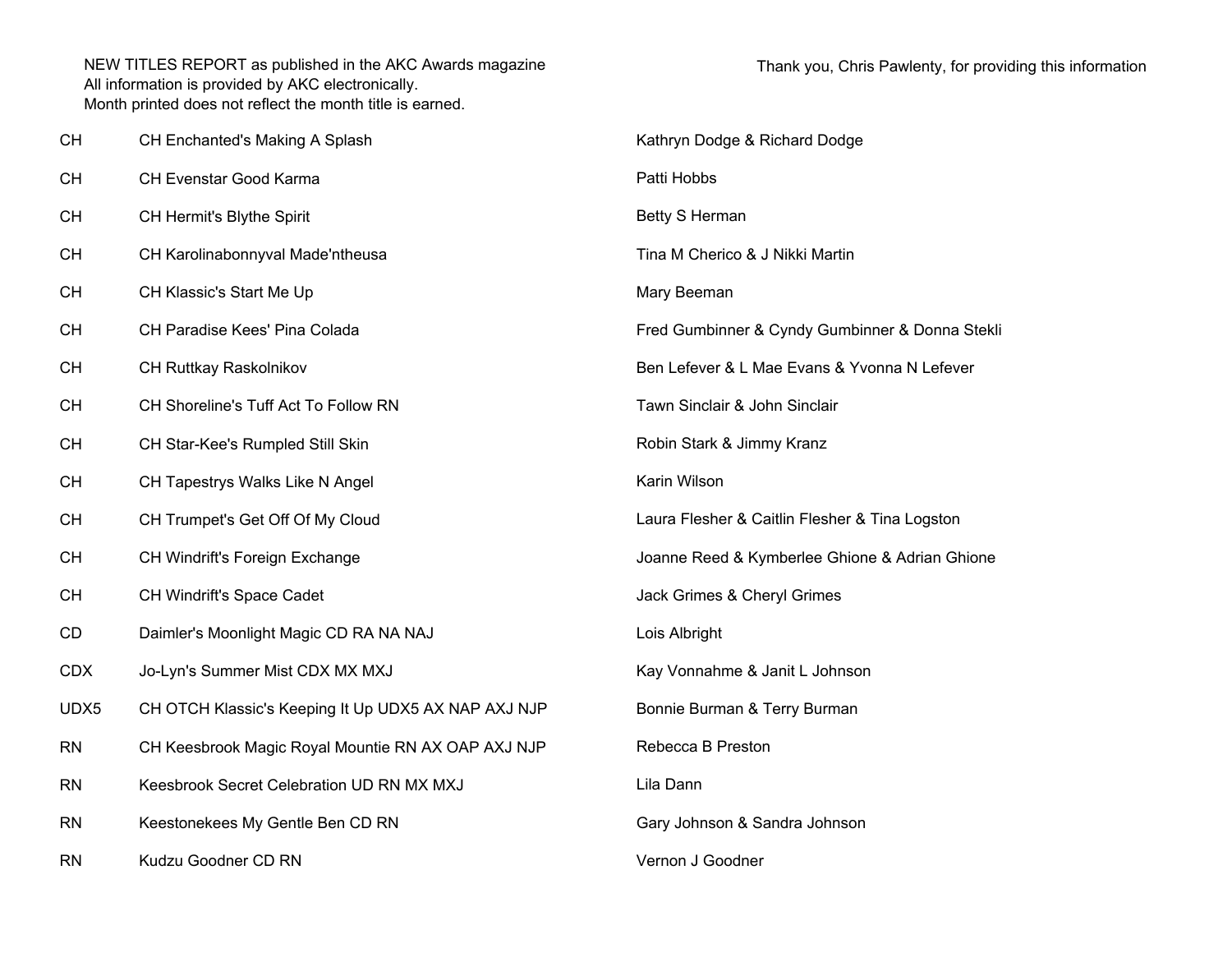NEW TITLES REPORT as published in the AKC Awards magazine
All information is provided by AKC electronically.
Month printed does not reflect the month title is earned.

Thank you, Chris Pawlenty, for providing this information

| | | |
|---|---|---|
| CH | CH Enchanted's Making A Splash | Kathryn Dodge & Richard Dodge |
| CH | CH Evenstar Good Karma | Patti Hobbs |
| CH | CH Hermit's Blythe Spirit | Betty S Herman |
| CH | CH Karolinabonnyval Made'ntheusa | Tina M Cherico & J Nikki Martin |
| CH | CH Klassic's Start Me Up | Mary Beeman |
| CH | CH Paradise Kees' Pina Colada | Fred Gumbinner & Cyndy Gumbinner & Donna Stekli |
| CH | CH Ruttkay Raskolnikov | Ben Lefever & L Mae Evans & Yvonna N Lefever |
| CH | CH Shoreline's Tuff Act To Follow RN | Tawn Sinclair & John Sinclair |
| CH | CH Star-Kee's Rumpled Still Skin | Robin Stark & Jimmy Kranz |
| CH | CH Tapestrys Walks Like N Angel | Karin Wilson |
| CH | CH Trumpet's Get Off Of My Cloud | Laura Flesher & Caitlin Flesher & Tina Logston |
| CH | CH Windrift's Foreign Exchange | Joanne Reed & Kymberlee Ghione & Adrian Ghione |
| CH | CH Windrift's Space Cadet | Jack Grimes & Cheryl Grimes |
| CD | Daimler's Moonlight Magic CD RA NA NAJ | Lois Albright |
| CDX | Jo-Lyn's Summer Mist CDX MX MXJ | Kay Vonnahme & Janit L Johnson |
| UDX5 | CH OTCH Klassic's Keeping It Up UDX5 AX NAP AXJ NJP | Bonnie Burman & Terry Burman |
| RN | CH Keesbrook Magic Royal Mountie RN AX OAP AXJ NJP | Rebecca B Preston |
| RN | Keesbrook Secret Celebration UD RN MX MXJ | Lila Dann |
| RN | Keestonekees My Gentle Ben CD RN | Gary Johnson & Sandra Johnson |
| RN | Kudzu Goodner CD RN | Vernon J Goodner |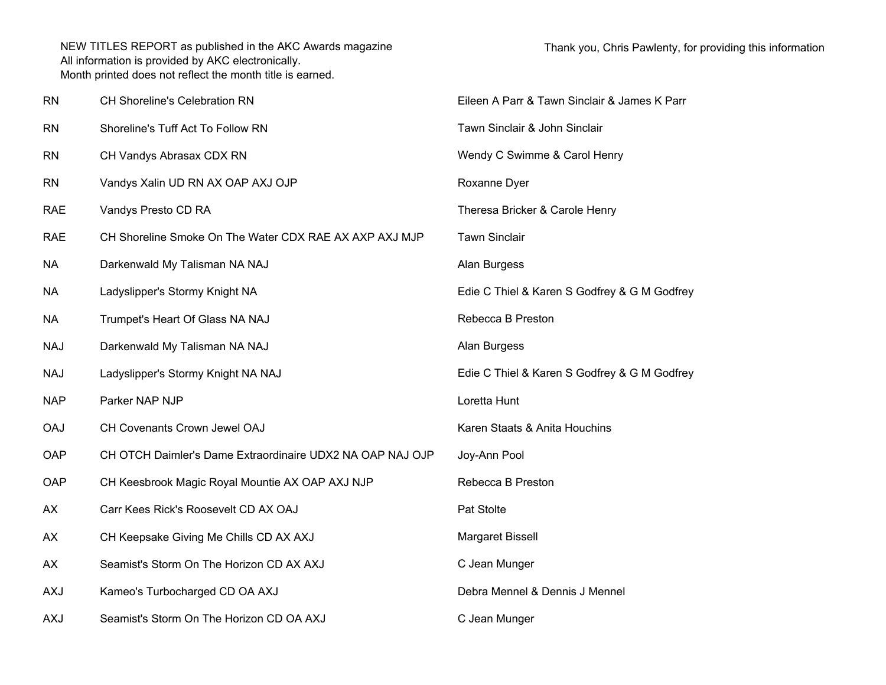NEW TITLES REPORT as published in the AKC Awards magazine
All information is provided by AKC electronically.
Month printed does not reflect the month title is earned.

Thank you, Chris Pawlenty, for providing this information

| | | |
|---|---|---|
| RN | CH Shoreline's Celebration RN | Eileen A Parr & Tawn Sinclair & James K Parr |
| RN | Shoreline's Tuff Act To Follow RN | Tawn Sinclair & John Sinclair |
| RN | CH Vandys Abrasax CDX RN | Wendy C Swimme & Carol Henry |
| RN | Vandys Xalin UD RN AX OAP AXJ OJP | Roxanne Dyer |
| RAE | Vandys Presto CD RA | Theresa Bricker & Carole Henry |
| RAE | CH Shoreline Smoke On The Water CDX RAE AX AXP AXJ MJP | Tawn Sinclair |
| NA | Darkenwald My Talisman NA NAJ | Alan Burgess |
| NA | Ladyslipper's Stormy Knight NA | Edie C Thiel & Karen S Godfrey & G M Godfrey |
| NA | Trumpet's Heart Of Glass NA NAJ | Rebecca B Preston |
| NAJ | Darkenwald My Talisman NA NAJ | Alan Burgess |
| NAJ | Ladyslipper's Stormy Knight NA NAJ | Edie C Thiel & Karen S Godfrey & G M Godfrey |
| NAP | Parker NAP NJP | Loretta Hunt |
| OAJ | CH Covenants Crown Jewel OAJ | Karen Staats & Anita Houchins |
| OAP | CH OTCH Daimler's Dame Extraordinaire UDX2 NA OAP NAJ OJP | Joy-Ann Pool |
| OAP | CH Keesbrook Magic Royal Mountie AX OAP AXJ NJP | Rebecca B Preston |
| AX | Carr Kees Rick's Roosevelt CD AX OAJ | Pat Stolte |
| AX | CH Keepsake Giving Me Chills CD AX AXJ | Margaret Bissell |
| AX | Seamist's Storm On The Horizon CD AX AXJ | C Jean Munger |
| AXJ | Kameo's Turbocharged CD OA AXJ | Debra Mennel & Dennis J Mennel |
| AXJ | Seamist's Storm On The Horizon CD OA AXJ | C Jean Munger |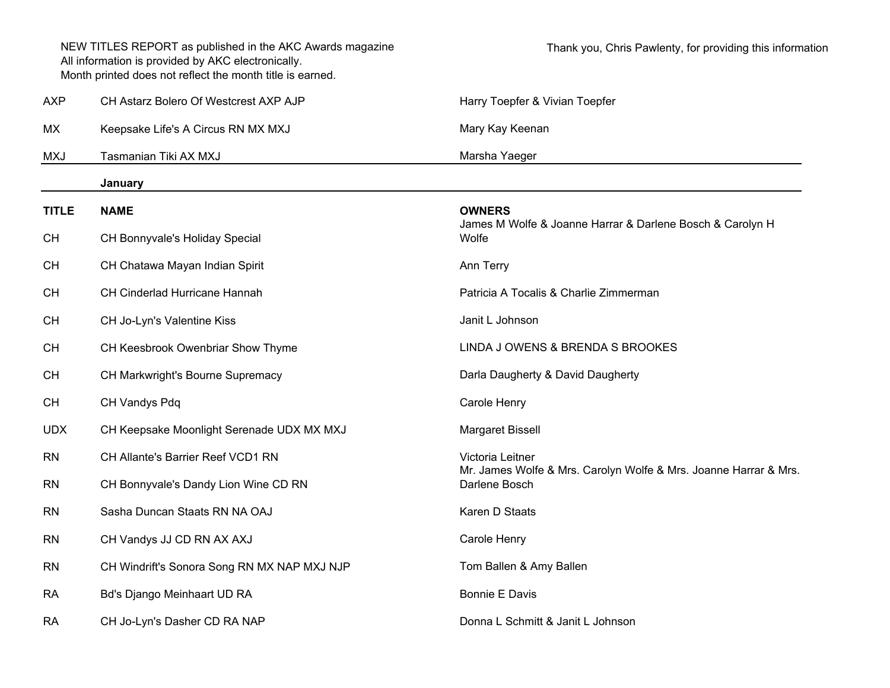NEW TITLES REPORT as published in the AKC Awards magazine
All information is provided by AKC electronically.
Month printed does not reflect the month title is earned.

Thank you, Chris Pawlenty, for providing this information

| | | |
|---|---|---|
| AXP | CH Astarz Bolero Of Westcrest AXP AJP | Harry Toepfer & Vivian Toepfer |
| MX | Keepsake Life's A Circus RN MX MXJ | Mary Kay Keenan |
| MXJ | Tasmanian Tiki AX MXJ | Marsha Yaeger |

**January**

| TITLE | NAME | OWNERS |
|---|---|---|
| CH | CH Bonnyvale's Holiday Special | James M Wolfe & Joanne Harrar & Darlene Bosch & Carolyn H Wolfe |
| CH | CH Chatawa Mayan Indian Spirit | Ann Terry |
| CH | CH Cinderlad Hurricane Hannah | Patricia A Tocalis & Charlie Zimmerman |
| CH | CH Jo-Lyn's Valentine Kiss | Janit L Johnson |
| CH | CH Keesbrook Owenbriar Show Thyme | LINDA J OWENS & BRENDA S BROOKES |
| CH | CH Markwright's Bourne Supremacy | Darla Daugherty & David Daugherty |
| CH | CH Vandys Pdq | Carole Henry |
| UDX | CH Keepsake Moonlight Serenade UDX MX MXJ | Margaret Bissell |
| RN | CH Allante's Barrier Reef VCD1 RN | Victoria Leitner |
| RN | CH Bonnyvale's Dandy Lion Wine CD RN | Mr. James Wolfe & Mrs. Carolyn Wolfe & Mrs. Joanne Harrar & Mrs. Darlene Bosch |
| RN | Sasha Duncan Staats RN NA OAJ | Karen D Staats |
| RN | CH Vandys JJ CD RN AX AXJ | Carole Henry |
| RN | CH Windrift's Sonora Song RN MX NAP MXJ NJP | Tom Ballen & Amy Ballen |
| RA | Bd's Django Meinhaart UD RA | Bonnie E Davis |
| RA | CH Jo-Lyn's Dasher CD RA NAP | Donna L Schmitt & Janit L Johnson |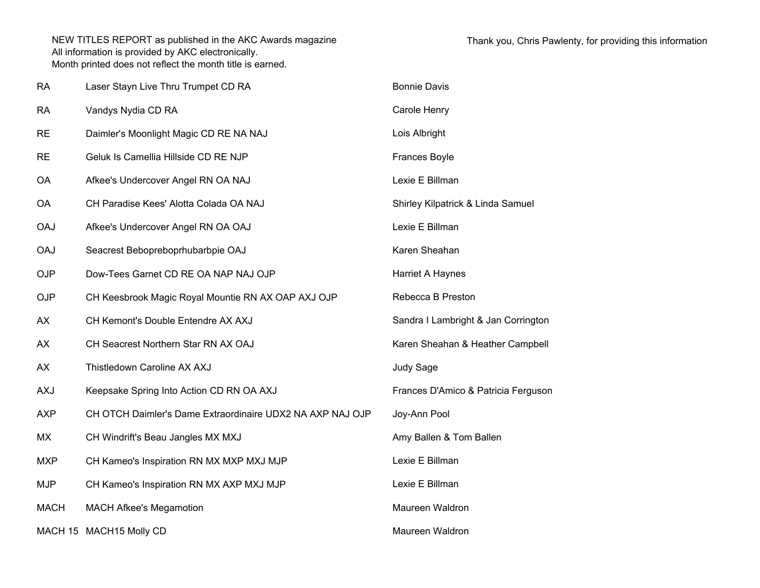NEW TITLES REPORT as published in the AKC Awards magazine
All information is provided by AKC electronically.
Month printed does not reflect the month title is earned.

Thank you, Chris Pawlenty, for providing this information

| | | |
|---|---|---|
| RA | Laser Stayn Live Thru Trumpet CD RA | Bonnie Davis |
| RA | Vandys Nydia CD RA | Carole Henry |
| RE | Daimler's Moonlight Magic CD RE NA NAJ | Lois Albright |
| RE | Geluk Is Camellia Hillside CD RE NJP | Frances Boyle |
| OA | Afkee's Undercover Angel RN OA NAJ | Lexie E Billman |
| OA | CH Paradise Kees' Alotta Colada OA NAJ | Shirley Kilpatrick & Linda Samuel |
| OAJ | Afkee's Undercover Angel RN OA OAJ | Lexie E Billman |
| OAJ | Seacrest Bebopreboprhubarbpie OAJ | Karen Sheahan |
| OJP | Dow-Tees Garnet CD RE OA NAP NAJ OJP | Harriet A Haynes |
| OJP | CH Keesbrook Magic Royal Mountie RN AX OAP AXJ OJP | Rebecca B Preston |
| AX | CH Kemont's Double Entendre AX AXJ | Sandra I Lambright & Jan Corrington |
| AX | CH Seacrest Northern Star RN AX OAJ | Karen Sheahan & Heather Campbell |
| AX | Thistledown Caroline AX AXJ | Judy Sage |
| AXJ | Keepsake Spring Into Action CD RN OA AXJ | Frances D'Amico & Patricia Ferguson |
| AXP | CH OTCH Daimler's Dame Extraordinaire UDX2 NA AXP NAJ OJP | Joy-Ann Pool |
| MX | CH Windrift's Beau Jangles MX MXJ | Amy Ballen & Tom Ballen |
| MXP | CH Kameo's Inspiration RN MX MXP MXJ MJP | Lexie E Billman |
| MJP | CH Kameo's Inspiration RN MX AXP MXJ MJP | Lexie E Billman |
| MACH | MACH Afkee's Megamotion | Maureen Waldron |
| MACH 15 | MACH15 Molly CD | Maureen Waldron |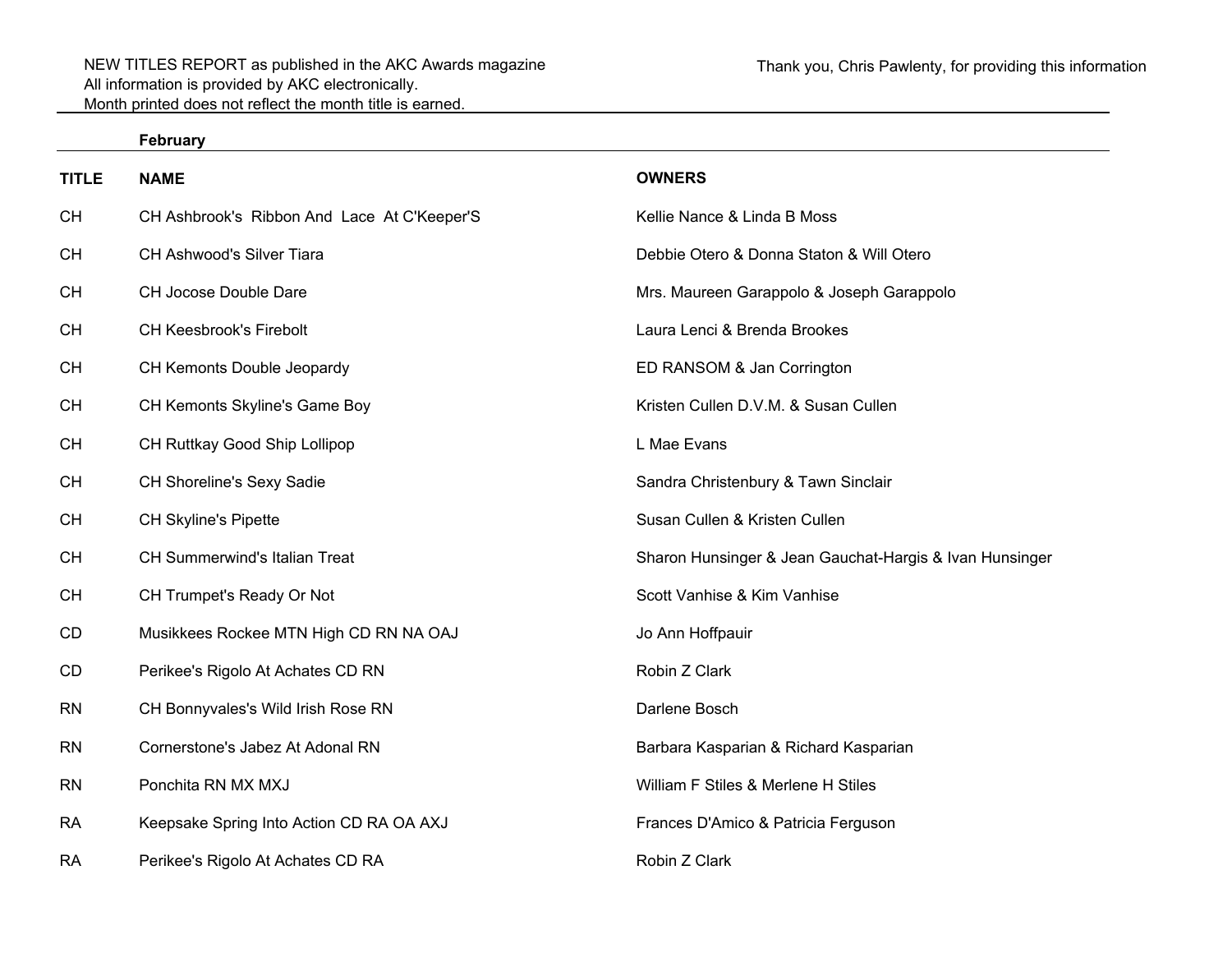NEW TITLES REPORT as published in the AKC Awards magazine
All information is provided by AKC electronically.
Month printed does not reflect the month title is earned.

Thank you, Chris Pawlenty, for providing this information

**February**

| TITLE | NAME | OWNERS |
|---|---|---|
| CH | CH Ashbrook's  Ribbon And  Lace  At C'Keeper'S | Kellie Nance & Linda B Moss |
| CH | CH Ashwood's Silver Tiara | Debbie Otero & Donna Staton & Will Otero |
| CH | CH Jocose Double Dare | Mrs. Maureen Garappolo & Joseph Garappolo |
| CH | CH Keesbrook's Firebolt | Laura Lenci & Brenda Brookes |
| CH | CH Kemonts Double Jeopardy | ED RANSOM & Jan Corrington |
| CH | CH Kemonts Skyline's Game Boy | Kristen Cullen D.V.M. & Susan Cullen |
| CH | CH Ruttkay Good Ship Lollipop | L Mae Evans |
| CH | CH Shoreline's Sexy Sadie | Sandra Christenbury & Tawn Sinclair |
| CH | CH Skyline's Pipette | Susan Cullen & Kristen Cullen |
| CH | CH Summerwind's Italian Treat | Sharon Hunsinger & Jean Gauchat-Hargis & Ivan Hunsinger |
| CH | CH Trumpet's Ready Or Not | Scott Vanhise & Kim Vanhise |
| CD | Musikkees Rockee MTN High CD RN NA OAJ | Jo Ann Hoffpauir |
| CD | Perikee's Rigolo At Achates CD RN | Robin Z Clark |
| RN | CH Bonnyvales's Wild Irish Rose RN | Darlene Bosch |
| RN | Cornerstone's Jabez At Adonal RN | Barbara Kasparian & Richard Kasparian |
| RN | Ponchita RN MX MXJ | William F Stiles & Merlene H Stiles |
| RA | Keepsake Spring Into Action CD RA OA AXJ | Frances D'Amico & Patricia Ferguson |
| RA | Perikee's Rigolo At Achates CD RA | Robin Z Clark |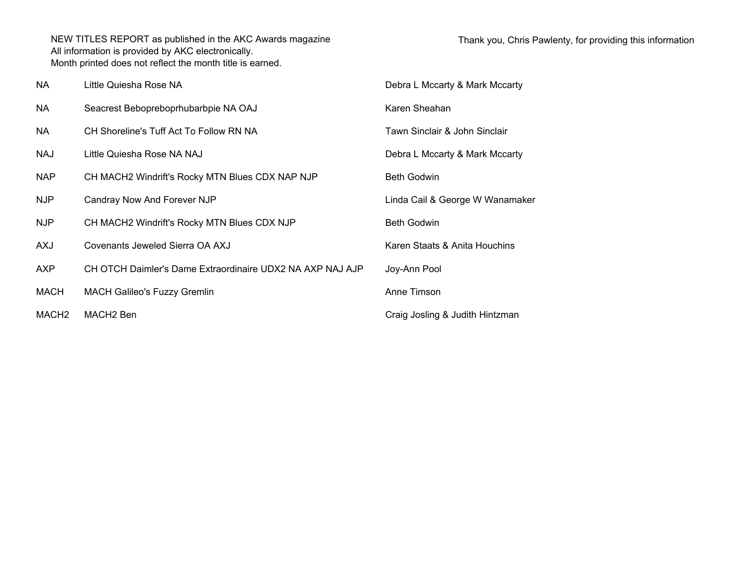NEW TITLES REPORT as published in the AKC Awards magazine
All information is provided by AKC electronically.
Month printed does not reflect the month title is earned.

Thank you, Chris Pawlenty, for providing this information

| | | |
|---|---|---|
| NA | Little Quiesha Rose NA | Debra L Mccarty & Mark Mccarty |
| NA | Seacrest Bebopreboprhubarbpie NA OAJ | Karen Sheahan |
| NA | CH Shoreline's Tuff Act To Follow RN NA | Tawn Sinclair & John Sinclair |
| NAJ | Little Quiesha Rose NA NAJ | Debra L Mccarty & Mark Mccarty |
| NAP | CH MACH2 Windrift's Rocky MTN Blues CDX NAP NJP | Beth Godwin |
| NJP | Candray Now And Forever NJP | Linda Cail & George W Wanamaker |
| NJP | CH MACH2 Windrift's Rocky MTN Blues CDX NJP | Beth Godwin |
| AXJ | Covenants Jeweled Sierra OA AXJ | Karen Staats & Anita Houchins |
| AXP | CH OTCH Daimler's Dame Extraordinaire UDX2 NA AXP NAJ AJP | Joy-Ann Pool |
| MACH | MACH Galileo's Fuzzy Gremlin | Anne Timson |
| MACH2 | MACH2 Ben | Craig Josling & Judith Hintzman |